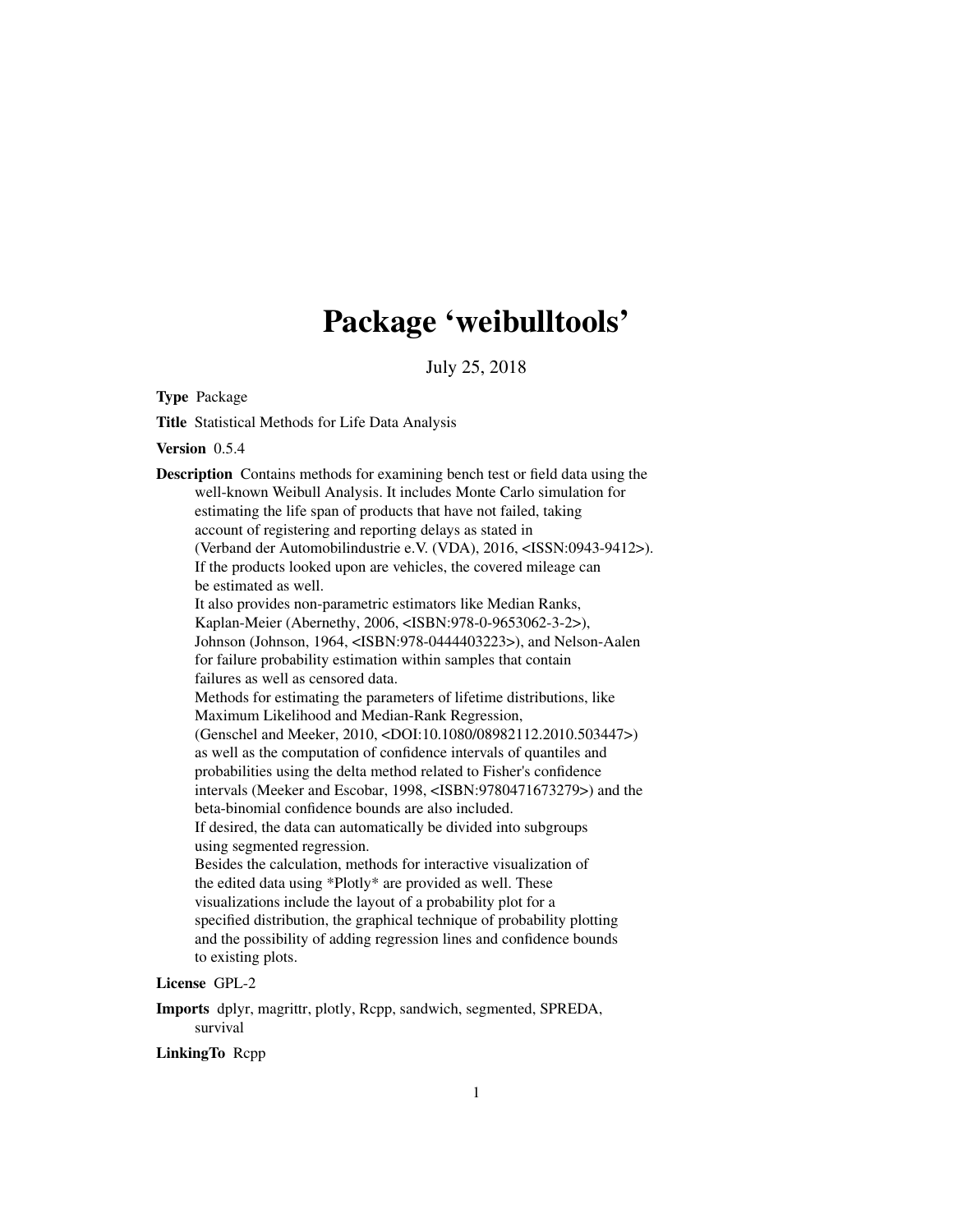# Package 'weibulltools'

July 25, 2018

**Type** Package

**Title** Statistical Methods for Life Data Analysis

**Version** 0.5.4

**Description** Contains methods for examining bench test or field data using the well-known Weibull Analysis. It includes Monte Carlo simulation for estimating the life span of products that have not failed, taking account of registering and reporting delays as stated in (Verband der Automobilindustrie e.V. (VDA), 2016, <ISSN:0943-9412>). If the products looked upon are vehicles, the covered mileage can be estimated as well.
It also provides non-parametric estimators like Median Ranks, Kaplan-Meier (Abernethy, 2006, <ISBN:978-0-9653062-3-2>), Johnson (Johnson, 1964, <ISBN:978-0444403223>), and Nelson-Aalen for failure probability estimation within samples that contain failures as well as censored data.
Methods for estimating the parameters of lifetime distributions, like Maximum Likelihood and Median-Rank Regression, (Genschel and Meeker, 2010, <DOI:10.1080/08982112.2010.503447>) as well as the computation of confidence intervals of quantiles and probabilities using the delta method related to Fisher's confidence intervals (Meeker and Escobar, 1998, <ISBN:9780471673279>) and the beta-binomial confidence bounds are also included.
If desired, the data can automatically be divided into subgroups using segmented regression.
Besides the calculation, methods for interactive visualization of the edited data using *Plotly* are provided as well. These visualizations include the layout of a probability plot for a specified distribution, the graphical technique of probability plotting and the possibility of adding regression lines and confidence bounds to existing plots.

**License** GPL-2

**Imports** dplyr, magrittr, plotly, Rcpp, sandwich, segmented, SPREDA, survival

**LinkingTo** Rcpp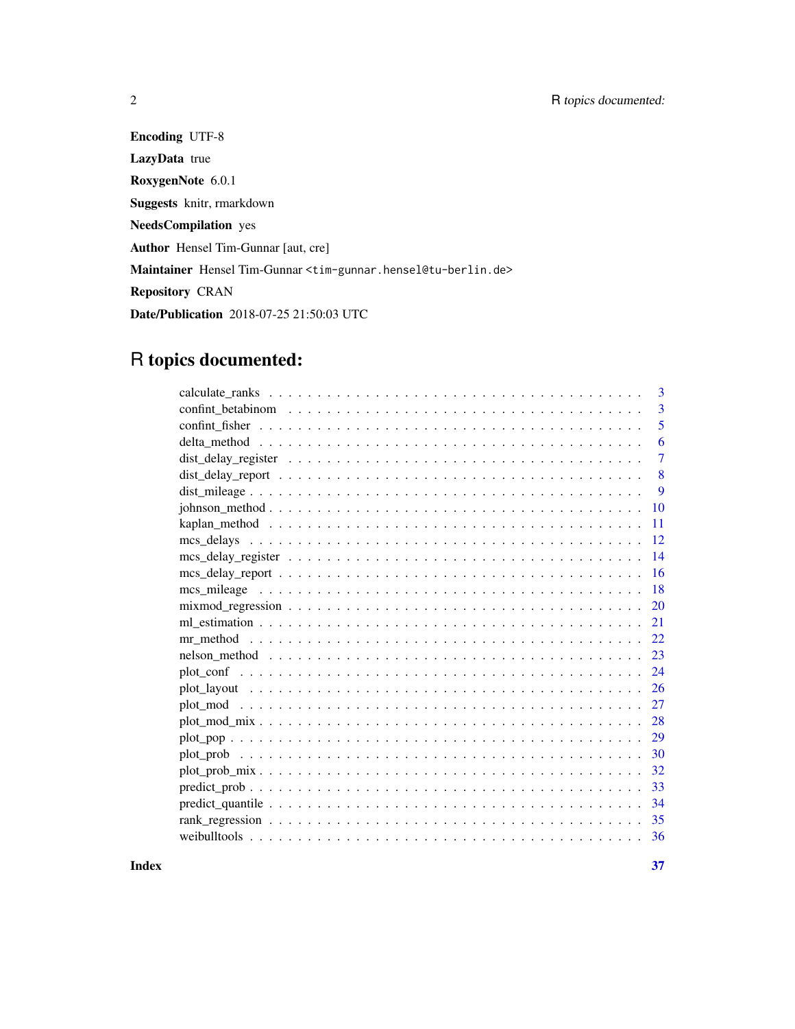**Encoding** UTF-8

**LazyData** true

**RoxygenNote** 6.0.1

**Suggests** knitr, rmarkdown

**NeedsCompilation** yes

**Author** Hensel Tim-Gunnar [aut, cre]

**Maintainer** Hensel Tim-Gunnar <tim-gunnar.hensel@tu-berlin.de>

**Repository** CRAN

**Date/Publication** 2018-07-25 21:50:03 UTC

# R topics documented:

| | |
|---|---|
| calculate_ranks | 3 |
| confint_betabinom | 3 |
| confint_fisher | 5 |
| delta_method | 6 |
| dist_delay_register | 7 |
| dist_delay_report | 8 |
| dist_mileage | 9 |
| johnson_method | 10 |
| kaplan_method | 11 |
| mcs_delays | 12 |
| mcs_delay_register | 14 |
| mcs_delay_report | 16 |
| mcs_mileage | 18 |
| mixmod_regression | 20 |
| ml_estimation | 21 |
| mr_method | 22 |
| nelson_method | 23 |
| plot_conf | 24 |
| plot_layout | 26 |
| plot_mod | 27 |
| plot_mod_mix | 28 |
| plot_pop | 29 |
| plot_prob | 30 |
| plot_prob_mix | 32 |
| predict_prob | 33 |
| predict_quantile | 34 |
| rank_regression | 35 |
| weibulltools | 36 |
| **Index** | **37** |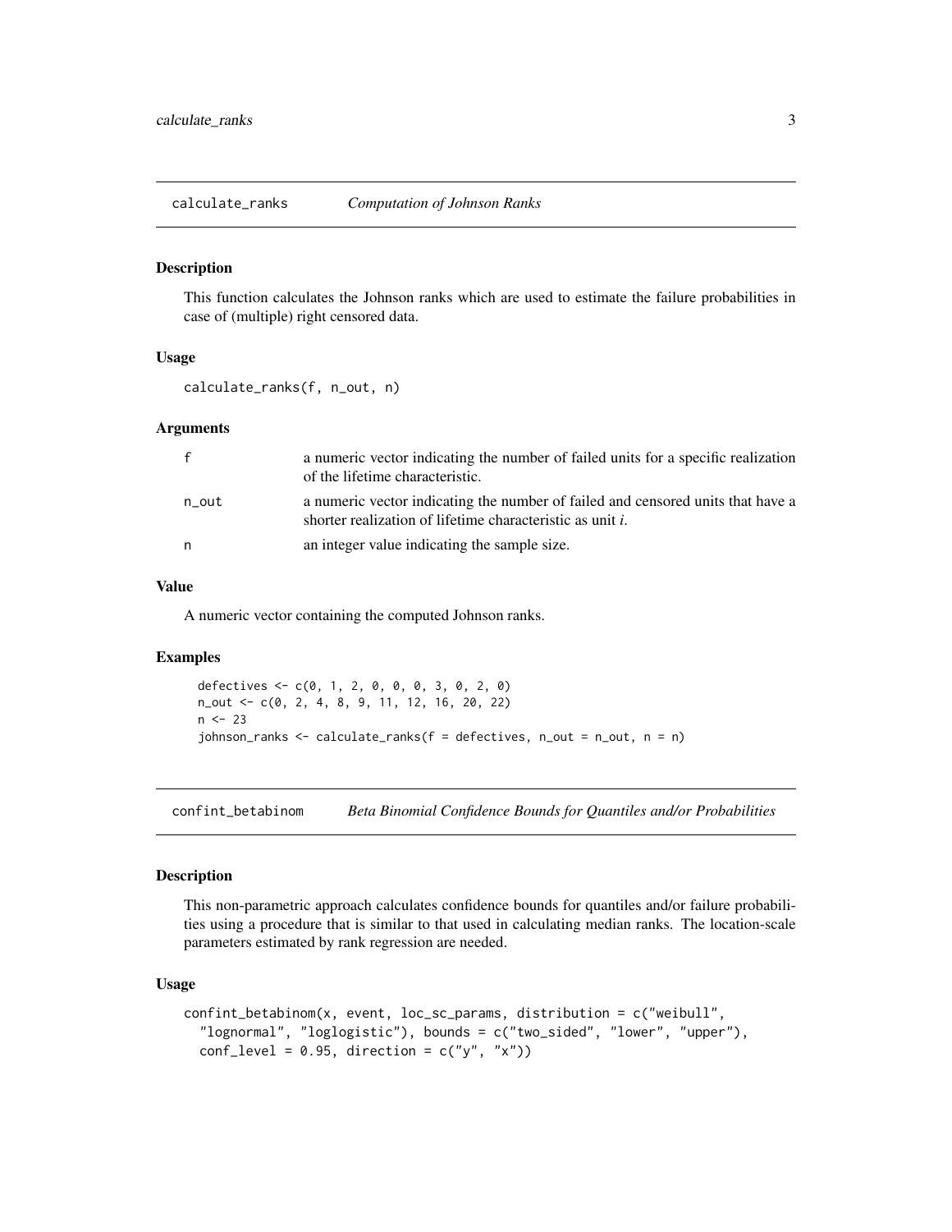## calculate_ranks *Computation of Johnson Ranks*

### Description

This function calculates the Johnson ranks which are used to estimate the failure probabilities in case of (multiple) right censored data.

### Usage

```
calculate_ranks(f, n_out, n)
```

### Arguments

| | |
|---|---|
| f | a numeric vector indicating the number of failed units for a specific realization of the lifetime characteristic. |
| n_out | a numeric vector indicating the number of failed and censored units that have a shorter realization of lifetime characteristic as unit *i*. |
| n | an integer value indicating the sample size. |

### Value

A numeric vector containing the computed Johnson ranks.

### Examples

```
defectives <- c(0, 1, 2, 0, 0, 0, 3, 0, 2, 0)
n_out <- c(0, 2, 4, 8, 9, 11, 12, 16, 20, 22)
n <- 23
johnson_ranks <- calculate_ranks(f = defectives, n_out = n_out, n = n)
```

## confint_betabinom *Beta Binomial Confidence Bounds for Quantiles and/or Probabilities*

### Description

This non-parametric approach calculates confidence bounds for quantiles and/or failure probabilities using a procedure that is similar to that used in calculating median ranks. The location-scale parameters estimated by rank regression are needed.

### Usage

```
confint_betabinom(x, event, loc_sc_params, distribution = c("weibull",
  "lognormal", "loglogistic"), bounds = c("two_sided", "lower", "upper"),
  conf_level = 0.95, direction = c("y", "x"))
```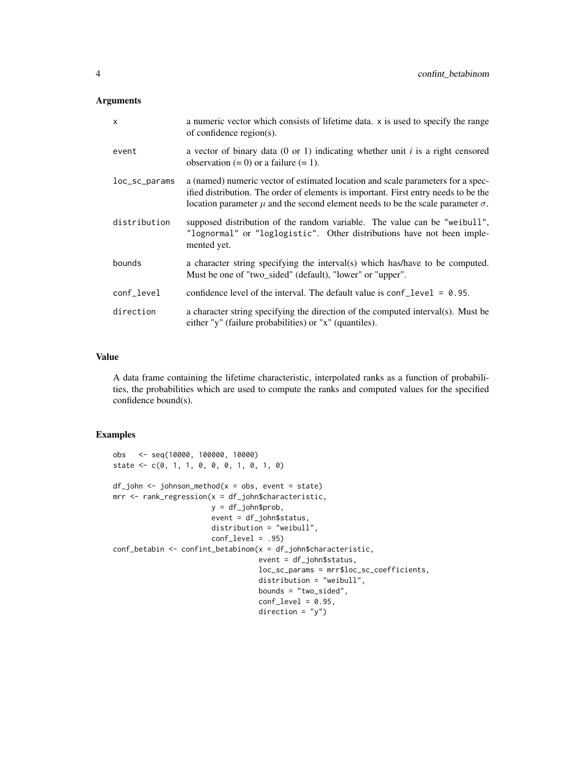### Arguments

| | |
|---|---|
| x | a numeric vector which consists of lifetime data. x is used to specify the range of confidence region(s). |
| event | a vector of binary data (0 or 1) indicating whether unit $i$ is a right censored observation (= 0) or a failure (= 1). |
| loc_sc_params | a (named) numeric vector of estimated location and scale parameters for a specified distribution. The order of elements is important. First entry needs to be the location parameter $\mu$ and the second element needs to be the scale parameter $\sigma$. |
| distribution | supposed distribution of the random variable. The value can be "weibull", "lognormal" or "loglogistic". Other distributions have not been implemented yet. |
| bounds | a character string specifying the interval(s) which has/have to be computed. Must be one of "two_sided" (default), "lower" or "upper". |
| conf_level | confidence level of the interval. The default value is conf_level = 0.95. |
| direction | a character string specifying the direction of the computed interval(s). Must be either "y" (failure probabilities) or "x" (quantiles). |

### Value

A data frame containing the lifetime characteristic, interpolated ranks as a function of probabilities, the probabilities which are used to compute the ranks and computed values for the specified confidence bound(s).

### Examples

```
obs   <- seq(10000, 100000, 10000)
state <- c(0, 1, 1, 0, 0, 0, 1, 0, 1, 0)

df_john <- johnson_method(x = obs, event = state)
mrr <- rank_regression(x = df_john$characteristic,
                       y = df_john$prob,
                       event = df_john$status,
                       distribution = "weibull",
                       conf_level = .95)
conf_betabin <- confint_betabinom(x = df_john$characteristic,
                                  event = df_john$status,
                                  loc_sc_params = mrr$loc_sc_coefficients,
                                  distribution = "weibull",
                                  bounds = "two_sided",
                                  conf_level = 0.95,
                                  direction = "y")
```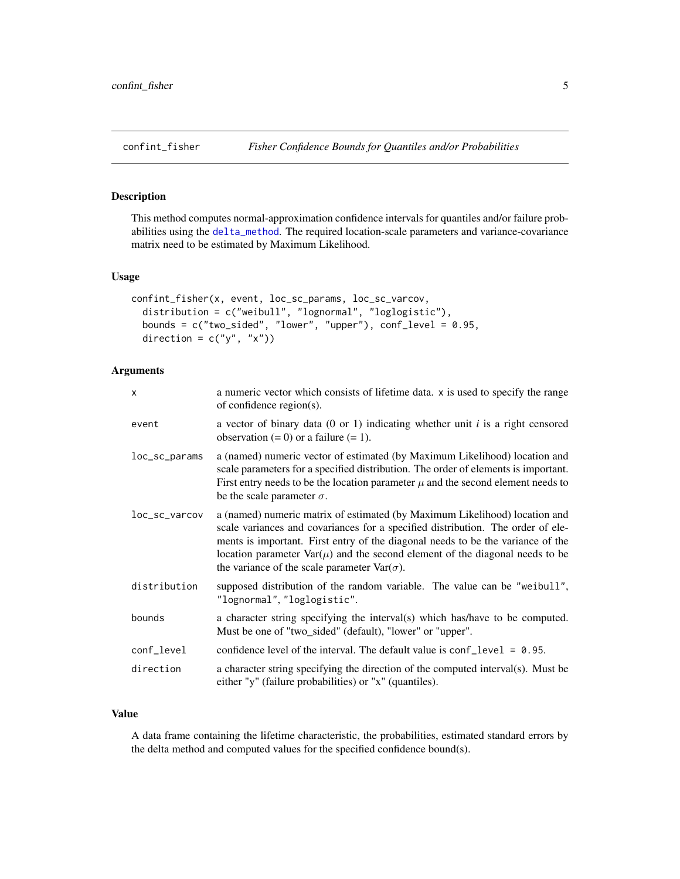## confint_fisher — *Fisher Confidence Bounds for Quantiles and/or Probabilities*

### Description

This method computes normal-approximation confidence intervals for quantiles and/or failure probabilities using the delta_method. The required location-scale parameters and variance-covariance matrix need to be estimated by Maximum Likelihood.

### Usage

```
confint_fisher(x, event, loc_sc_params, loc_sc_varcov,
  distribution = c("weibull", "lognormal", "loglogistic"),
  bounds = c("two_sided", "lower", "upper"), conf_level = 0.95,
  direction = c("y", "x"))
```

### Arguments

| | |
|---|---|
| x | a numeric vector which consists of lifetime data. x is used to specify the range of confidence region(s). |
| event | a vector of binary data (0 or 1) indicating whether unit *i* is a right censored observation (= 0) or a failure (= 1). |
| loc_sc_params | a (named) numeric vector of estimated (by Maximum Likelihood) location and scale parameters for a specified distribution. The order of elements is important. First entry needs to be the location parameter $\mu$ and the second element needs to be the scale parameter $\sigma$. |
| loc_sc_varcov | a (named) numeric matrix of estimated (by Maximum Likelihood) location and scale variances and covariances for a specified distribution. The order of elements is important. First entry of the diagonal needs to be the variance of the location parameter $\mathrm{Var}(\mu)$ and the second element of the diagonal needs to be the variance of the scale parameter $\mathrm{Var}(\sigma)$. |
| distribution | supposed distribution of the random variable. The value can be "weibull", "lognormal", "loglogistic". |
| bounds | a character string specifying the interval(s) which has/have to be computed. Must be one of "two_sided" (default), "lower" or "upper". |
| conf_level | confidence level of the interval. The default value is conf_level = 0.95. |
| direction | a character string specifying the direction of the computed interval(s). Must be either "y" (failure probabilities) or "x" (quantiles). |

### Value

A data frame containing the lifetime characteristic, the probabilities, estimated standard errors by the delta method and computed values for the specified confidence bound(s).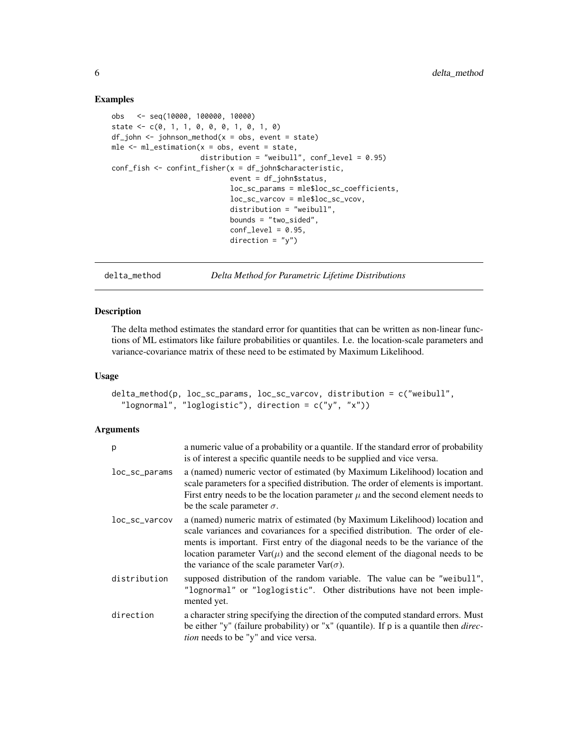## Examples

```
obs   <- seq(10000, 100000, 10000)
state <- c(0, 1, 1, 0, 0, 0, 1, 0, 1, 0)
df_john <- johnson_method(x = obs, event = state)
mle <- ml_estimation(x = obs, event = state,
                     distribution = "weibull", conf_level = 0.95)
conf_fish <- confint_fisher(x = df_john$characteristic,
                            event = df_john$status,
                            loc_sc_params = mle$loc_sc_coefficients,
                            loc_sc_varcov = mle$loc_sc_vcov,
                            distribution = "weibull",
                            bounds = "two_sided",
                            conf_level = 0.95,
                            direction = "y")
```

---

# delta_method — *Delta Method for Parametric Lifetime Distributions*

---

## Description

The delta method estimates the standard error for quantities that can be written as non-linear functions of ML estimators like failure probabilities or quantiles. I.e. the location-scale parameters and variance-covariance matrix of these need to be estimated by Maximum Likelihood.

## Usage

```
delta_method(p, loc_sc_params, loc_sc_varcov, distribution = c("weibull",
  "lognormal", "loglogistic"), direction = c("y", "x"))
```

## Arguments

| | |
|---|---|
| p | a numeric value of a probability or a quantile. If the standard error of probability is of interest a specific quantile needs to be supplied and vice versa. |
| loc_sc_params | a (named) numeric vector of estimated (by Maximum Likelihood) location and scale parameters for a specified distribution. The order of elements is important. First entry needs to be the location parameter $\mu$ and the second element needs to be the scale parameter $\sigma$. |
| loc_sc_varcov | a (named) numeric matrix of estimated (by Maximum Likelihood) location and scale variances and covariances for a specified distribution. The order of elements is important. First entry of the diagonal needs to be the variance of the location parameter $\text{Var}(\mu)$ and the second element of the diagonal needs to be the variance of the scale parameter $\text{Var}(\sigma)$. |
| distribution | supposed distribution of the random variable. The value can be "weibull", "lognormal" or "loglogistic". Other distributions have not been implemented yet. |
| direction | a character string specifying the direction of the computed standard errors. Must be either "y" (failure probability) or "x" (quantile). If p is a quantile then *direction* needs to be "y" and vice versa. |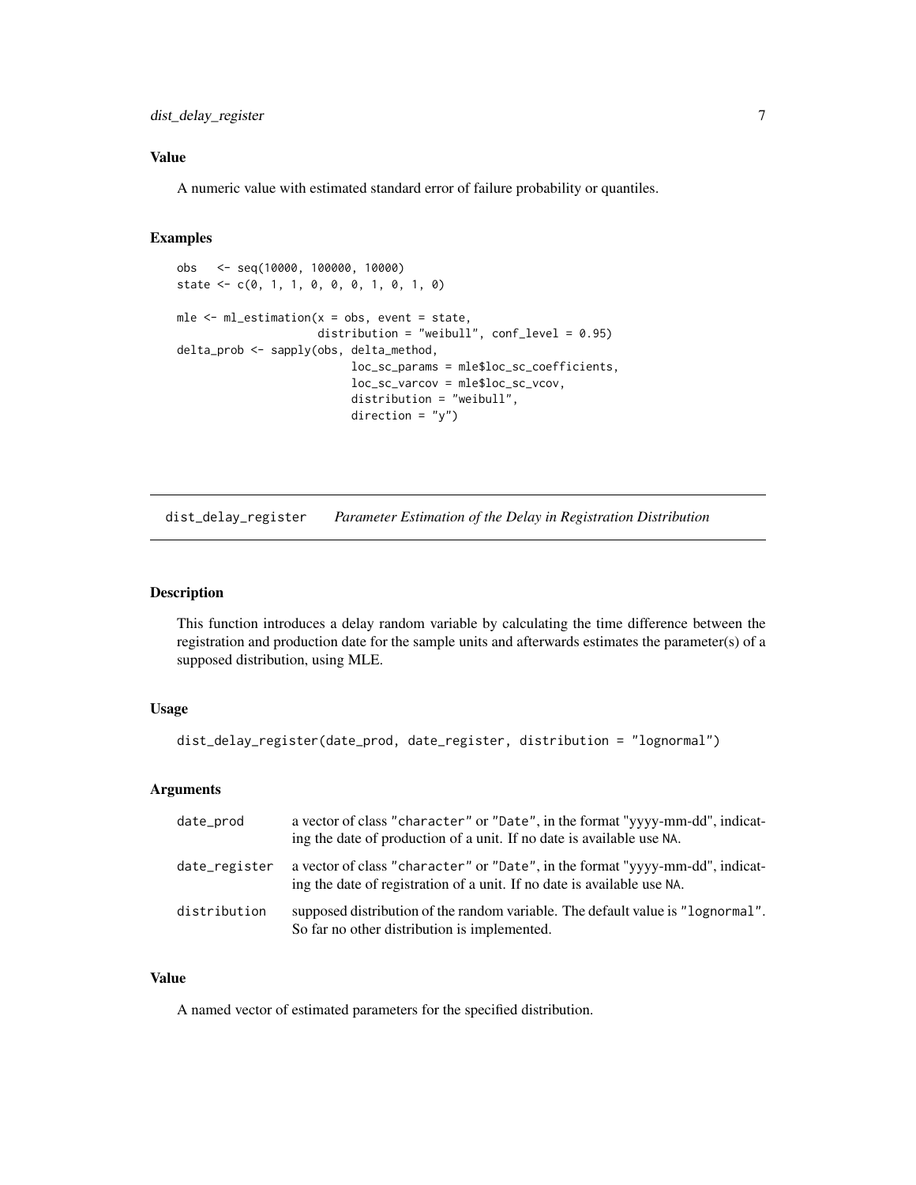### Value

A numeric value with estimated standard error of failure probability or quantiles.

### Examples

```
obs   <- seq(10000, 100000, 10000)
state <- c(0, 1, 1, 0, 0, 0, 1, 0, 1, 0)

mle <- ml_estimation(x = obs, event = state,
                     distribution = "weibull", conf_level = 0.95)
delta_prob <- sapply(obs, delta_method,
                          loc_sc_params = mle$loc_sc_coefficients,
                          loc_sc_varcov = mle$loc_sc_vcov,
                          distribution = "weibull",
                          direction = "y")
```

---

## dist_delay_register    *Parameter Estimation of the Delay in Registration Distribution*

---

### Description

This function introduces a delay random variable by calculating the time difference between the registration and production date for the sample units and afterwards estimates the parameter(s) of a supposed distribution, using MLE.

### Usage

```
dist_delay_register(date_prod, date_register, distribution = "lognormal")
```

### Arguments

| | |
|---|---|
| `date_prod` | a vector of class `"character"` or `"Date"`, in the format "yyyy-mm-dd", indicating the date of production of a unit. If no date is available use `NA`. |
| `date_register` | a vector of class `"character"` or `"Date"`, in the format "yyyy-mm-dd", indicating the date of registration of a unit. If no date is available use `NA`. |
| `distribution` | supposed distribution of the random variable. The default value is `"lognormal"`. So far no other distribution is implemented. |

### Value

A named vector of estimated parameters for the specified distribution.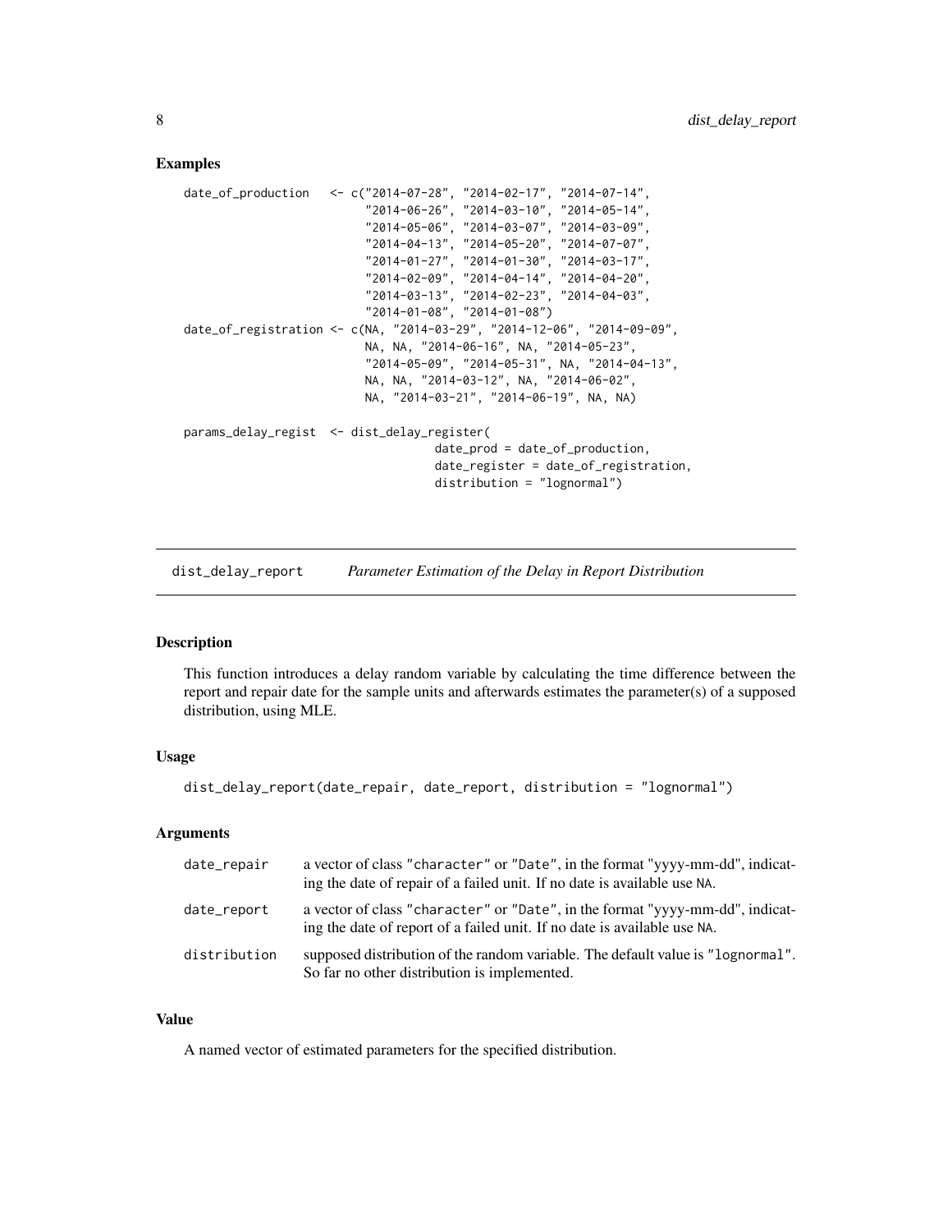### Examples

```
date_of_production   <- c("2014-07-28", "2014-02-17", "2014-07-14",
                          "2014-06-26", "2014-03-10", "2014-05-14",
                          "2014-05-06", "2014-03-07", "2014-03-09",
                          "2014-04-13", "2014-05-20", "2014-07-07",
                          "2014-01-27", "2014-01-30", "2014-03-17",
                          "2014-02-09", "2014-04-14", "2014-04-20",
                          "2014-03-13", "2014-02-23", "2014-04-03",
                          "2014-01-08", "2014-01-08")
date_of_registration <- c(NA, "2014-03-29", "2014-12-06", "2014-09-09",
                          NA, NA, "2014-06-16", NA, "2014-05-23",
                          "2014-05-09", "2014-05-31", NA, "2014-04-13",
                          NA, NA, "2014-03-12", NA, "2014-06-02",
                          NA, "2014-03-21", "2014-06-19", NA, NA)

params_delay_regist  <- dist_delay_register(
                                  date_prod = date_of_production,
                                  date_register = date_of_registration,
                                  distribution = "lognormal")
```

---

## dist_delay_report — *Parameter Estimation of the Delay in Report Distribution*

### Description

This function introduces a delay random variable by calculating the time difference between the report and repair date for the sample units and afterwards estimates the parameter(s) of a supposed distribution, using MLE.

### Usage

```
dist_delay_report(date_repair, date_report, distribution = "lognormal")
```

### Arguments

| | |
|---|---|
| date_repair | a vector of class "character" or "Date", in the format "yyyy-mm-dd", indicating the date of repair of a failed unit. If no date is available use NA. |
| date_report | a vector of class "character" or "Date", in the format "yyyy-mm-dd", indicating the date of report of a failed unit. If no date is available use NA. |
| distribution | supposed distribution of the random variable. The default value is "lognormal". So far no other distribution is implemented. |

### Value

A named vector of estimated parameters for the specified distribution.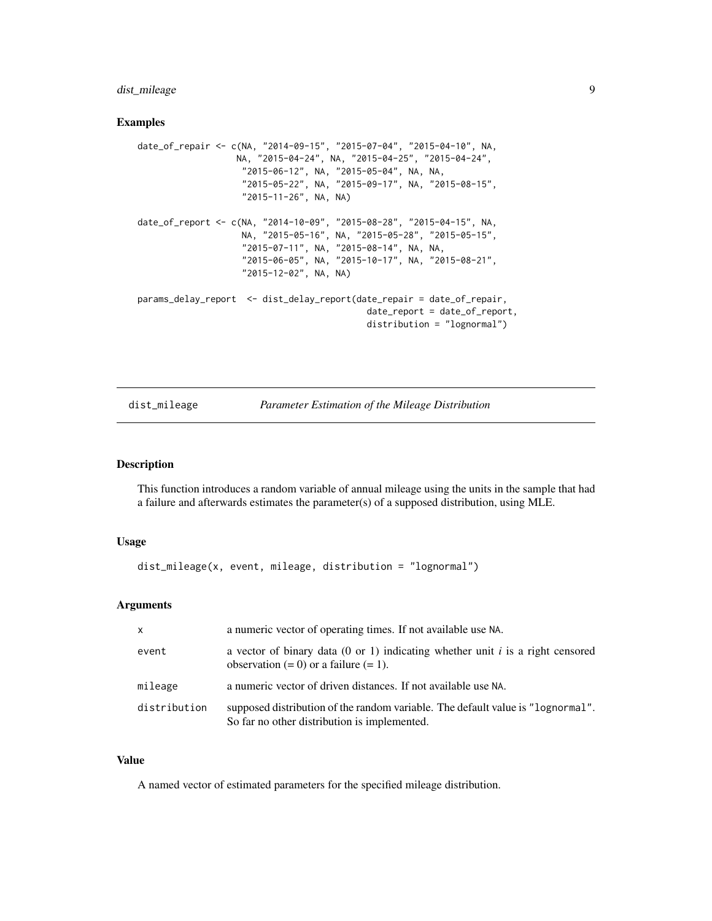## Examples

```
date_of_repair <- c(NA, "2014-09-15", "2015-07-04", "2015-04-10", NA,
                   NA, "2015-04-24", NA, "2015-04-25", "2015-04-24",
                    "2015-06-12", NA, "2015-05-04", NA, NA,
                    "2015-05-22", NA, "2015-09-17", NA, "2015-08-15",
                    "2015-11-26", NA, NA)

date_of_report <- c(NA, "2014-10-09", "2015-08-28", "2015-04-15", NA,
                    NA, "2015-05-16", NA, "2015-05-28", "2015-05-15",
                    "2015-07-11", NA, "2015-08-14", NA, NA,
                    "2015-06-05", NA, "2015-10-17", NA, "2015-08-21",
                    "2015-12-02", NA, NA)

params_delay_report  <- dist_delay_report(date_repair = date_of_repair,
                                          date_report = date_of_report,
                                          distribution = "lognormal")
```

---

## dist_mileage — *Parameter Estimation of the Mileage Distribution*

### Description

This function introduces a random variable of annual mileage using the units in the sample that had a failure and afterwards estimates the parameter(s) of a supposed distribution, using MLE.

### Usage

```
dist_mileage(x, event, mileage, distribution = "lognormal")
```

### Arguments

| | |
|---|---|
| `x` | a numeric vector of operating times. If not available use `NA`. |
| `event` | a vector of binary data (0 or 1) indicating whether unit *i* is a right censored observation (= 0) or a failure (= 1). |
| `mileage` | a numeric vector of driven distances. If not available use `NA`. |
| `distribution` | supposed distribution of the random variable. The default value is `"lognormal"`. So far no other distribution is implemented. |

### Value

A named vector of estimated parameters for the specified mileage distribution.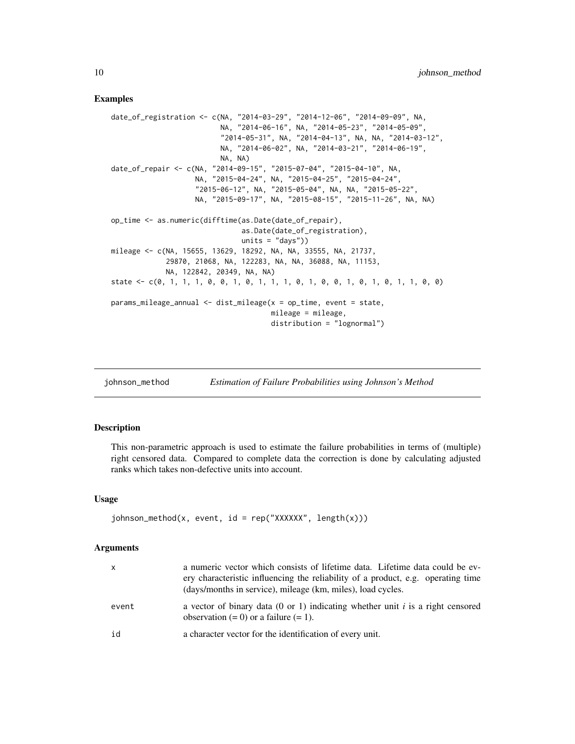## Examples

```
date_of_registration <- c(NA, "2014-03-29", "2014-12-06", "2014-09-09", NA,
                          NA, "2014-06-16", NA, "2014-05-23", "2014-05-09",
                          "2014-05-31", NA, "2014-04-13", NA, NA, "2014-03-12",
                          NA, "2014-06-02", NA, "2014-03-21", "2014-06-19",
                          NA, NA)
date_of_repair <- c(NA, "2014-09-15", "2015-07-04", "2015-04-10", NA,
                    NA, "2015-04-24", NA, "2015-04-25", "2015-04-24",
                    "2015-06-12", NA, "2015-05-04", NA, NA, "2015-05-22",
                    NA, "2015-09-17", NA, "2015-08-15", "2015-11-26", NA, NA)

op_time <- as.numeric(difftime(as.Date(date_of_repair),
                               as.Date(date_of_registration),
                               units = "days"))
mileage <- c(NA, 15655, 13629, 18292, NA, NA, 33555, NA, 21737,
             29870, 21068, NA, 122283, NA, NA, 36088, NA, 11153,
             NA, 122842, 20349, NA, NA)
state <- c(0, 1, 1, 1, 0, 0, 1, 0, 1, 1, 1, 0, 1, 0, 0, 1, 0, 1, 0, 1, 1, 0, 0)

params_mileage_annual <- dist_mileage(x = op_time, event = state,
                                      mileage = mileage,
                                      distribution = "lognormal")
```

---

# johnson_method — *Estimation of Failure Probabilities using Johnson's Method*

## Description

This non-parametric approach is used to estimate the failure probabilities in terms of (multiple) right censored data. Compared to complete data the correction is done by calculating adjusted ranks which takes non-defective units into account.

## Usage

```
johnson_method(x, event, id = rep("XXXXXX", length(x)))
```

## Arguments

| | |
|---|---|
| x | a numeric vector which consists of lifetime data. Lifetime data could be every characteristic influencing the reliability of a product, e.g. operating time (days/months in service), mileage (km, miles), load cycles. |
| event | a vector of binary data (0 or 1) indicating whether unit *i* is a right censored observation (= 0) or a failure (= 1). |
| id | a character vector for the identification of every unit. |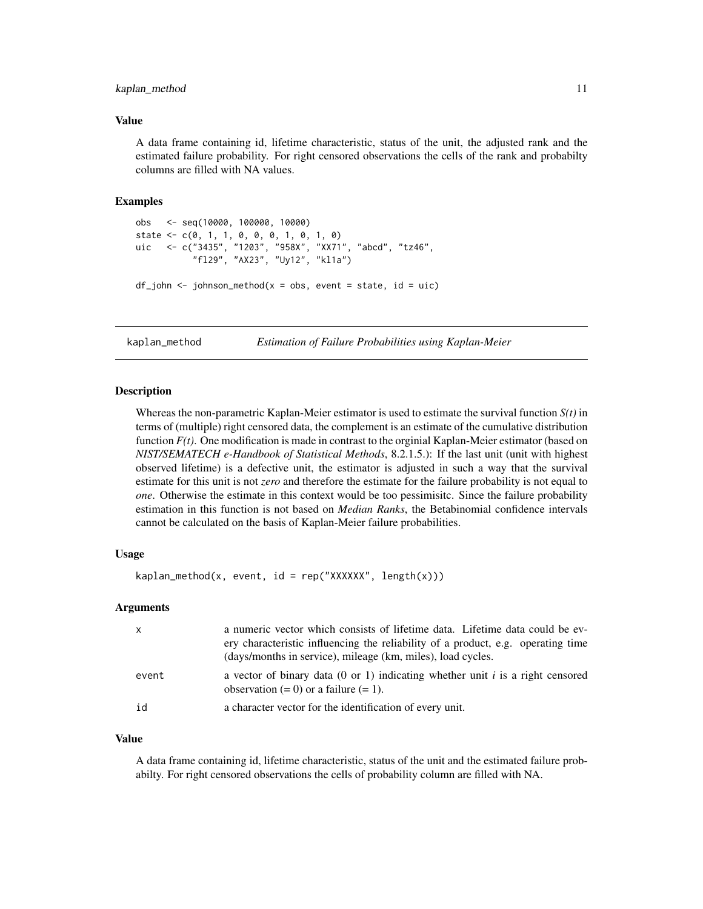### Value

A data frame containing id, lifetime characteristic, status of the unit, the adjusted rank and the estimated failure probability. For right censored observations the cells of the rank and probabilty columns are filled with NA values.

### Examples

```
obs   <- seq(10000, 100000, 10000)
state <- c(0, 1, 1, 0, 0, 0, 1, 0, 1, 0)
uic   <- c("3435", "1203", "958X", "XX71", "abcd", "tz46",
           "fl29", "AX23", "Uy12", "kl1a")

df_john <- johnson_method(x = obs, event = state, id = uic)
```

## kaplan_method *Estimation of Failure Probabilities using Kaplan-Meier*

### Description

Whereas the non-parametric Kaplan-Meier estimator is used to estimate the survival function *S(t)* in terms of (multiple) right censored data, the complement is an estimate of the cumulative distribution function *F(t)*. One modification is made in contrast to the orginial Kaplan-Meier estimator (based on *NIST/SEMATECH e-Handbook of Statistical Methods*, 8.2.1.5.): If the last unit (unit with highest observed lifetime) is a defective unit, the estimator is adjusted in such a way that the survival estimate for this unit is not *zero* and therefore the estimate for the failure probability is not equal to *one*. Otherwise the estimate in this context would be too pessimisitc. Since the failure probability estimation in this function is not based on *Median Ranks*, the Betabinomial confidence intervals cannot be calculated on the basis of Kaplan-Meier failure probabilities.

### Usage

```
kaplan_method(x, event, id = rep("XXXXXX", length(x)))
```

### Arguments

| | |
|---|---|
| x | a numeric vector which consists of lifetime data. Lifetime data could be every characteristic influencing the reliability of a product, e.g. operating time (days/months in service), mileage (km, miles), load cycles. |
| event | a vector of binary data (0 or 1) indicating whether unit $i$ is a right censored observation (= 0) or a failure (= 1). |
| id | a character vector for the identification of every unit. |

### Value

A data frame containing id, lifetime characteristic, status of the unit and the estimated failure probabilty. For right censored observations the cells of probability column are filled with NA.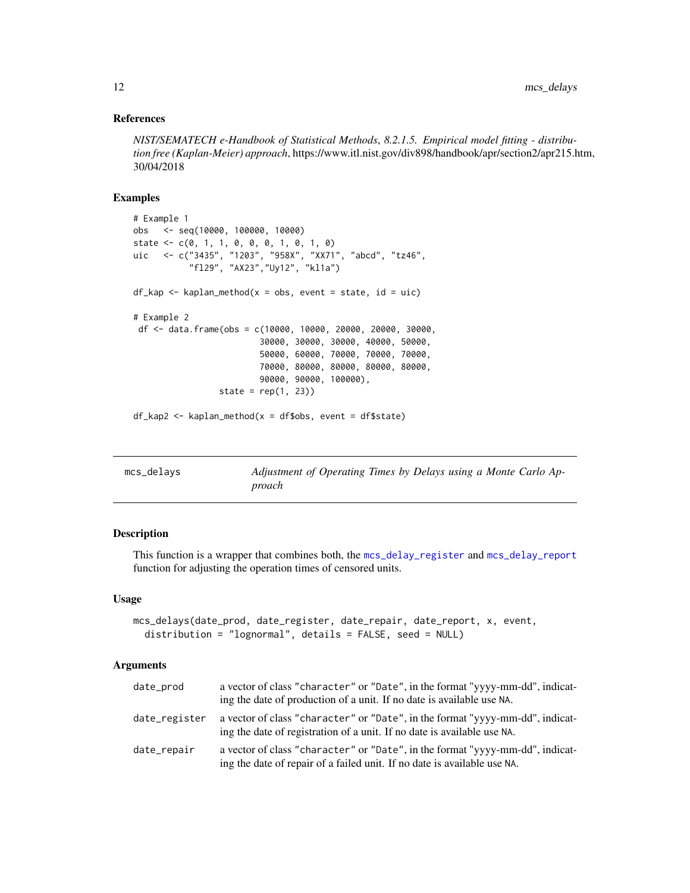### References

*NIST/SEMATECH e-Handbook of Statistical Methods*, *8.2.1.5. Empirical model fitting - distribution free (Kaplan-Meier) approach*, https://www.itl.nist.gov/div898/handbook/apr/section2/apr215.htm, 30/04/2018

### Examples

```
# Example 1
obs   <- seq(10000, 100000, 10000)
state <- c(0, 1, 1, 0, 0, 0, 1, 0, 1, 0)
uic   <- c("3435", "1203", "958X", "XX71", "abcd", "tz46",
           "fl29", "AX23","Uy12", "kl1a")

df_kap <- kaplan_method(x = obs, event = state, id = uic)

# Example 2
 df <- data.frame(obs = c(10000, 10000, 20000, 20000, 30000,
                          30000, 30000, 30000, 40000, 50000,
                          50000, 60000, 70000, 70000, 70000,
                          70000, 80000, 80000, 80000, 80000,
                          90000, 90000, 100000),
                  state = rep(1, 23))

df_kap2 <- kaplan_method(x = df$obs, event = df$state)
```

---

## mcs_delays — *Adjustment of Operating Times by Delays using a Monte Carlo Approach*

### Description

This function is a wrapper that combines both, the mcs_delay_register and mcs_delay_report function for adjusting the operation times of censored units.

### Usage

```
mcs_delays(date_prod, date_register, date_repair, date_report, x, event,
  distribution = "lognormal", details = FALSE, seed = NULL)
```

### Arguments

| | |
|---|---|
| date_prod | a vector of class "character" or "Date", in the format "yyyy-mm-dd", indicating the date of production of a unit. If no date is available use NA. |
| date_register | a vector of class "character" or "Date", in the format "yyyy-mm-dd", indicating the date of registration of a unit. If no date is available use NA. |
| date_repair | a vector of class "character" or "Date", in the format "yyyy-mm-dd", indicating the date of repair of a failed unit. If no date is available use NA. |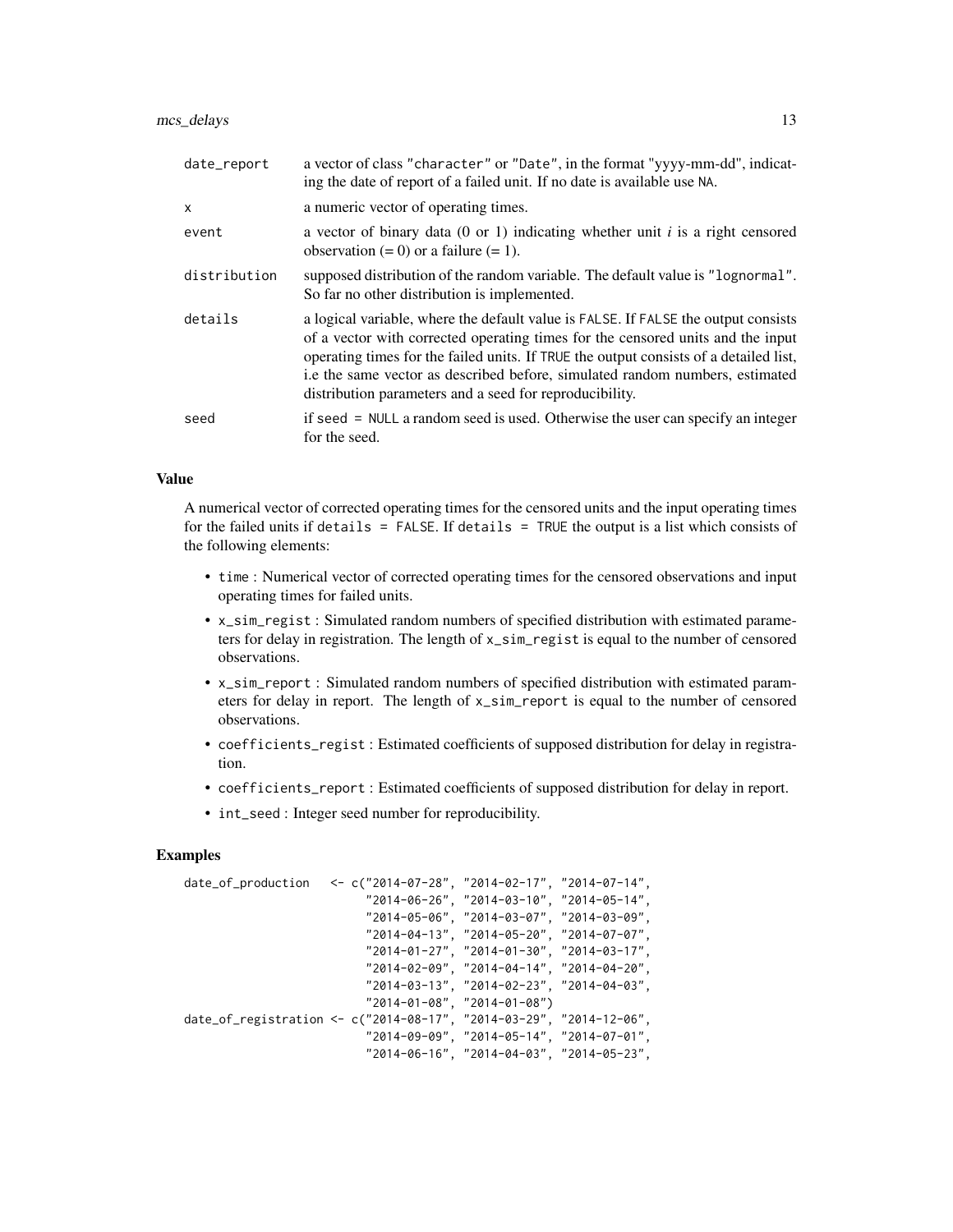| | |
|---|---|
| date_report | a vector of class "character" or "Date", in the format "yyyy-mm-dd", indicating the date of report of a failed unit. If no date is available use NA. |
| x | a numeric vector of operating times. |
| event | a vector of binary data (0 or 1) indicating whether unit $i$ is a right censored observation (= 0) or a failure (= 1). |
| distribution | supposed distribution of the random variable. The default value is "lognormal". So far no other distribution is implemented. |
| details | a logical variable, where the default value is FALSE. If FALSE the output consists of a vector with corrected operating times for the censored units and the input operating times for the failed units. If TRUE the output consists of a detailed list, i.e the same vector as described before, simulated random numbers, estimated distribution parameters and a seed for reproducibility. |
| seed | if seed = NULL a random seed is used. Otherwise the user can specify an integer for the seed. |

### Value

A numerical vector of corrected operating times for the censored units and the input operating times for the failed units if details = FALSE. If details = TRUE the output is a list which consists of the following elements:

- time : Numerical vector of corrected operating times for the censored observations and input operating times for failed units.
- x_sim_regist : Simulated random numbers of specified distribution with estimated parameters for delay in registration. The length of x_sim_regist is equal to the number of censored observations.
- x_sim_report : Simulated random numbers of specified distribution with estimated parameters for delay in report. The length of x_sim_report is equal to the number of censored observations.
- coefficients_regist : Estimated coefficients of supposed distribution for delay in registration.
- coefficients_report : Estimated coefficients of supposed distribution for delay in report.
- int_seed : Integer seed number for reproducibility.

### Examples

```
date_of_production   <- c("2014-07-28", "2014-02-17", "2014-07-14",
                          "2014-06-26", "2014-03-10", "2014-05-14",
                          "2014-05-06", "2014-03-07", "2014-03-09",
                          "2014-04-13", "2014-05-20", "2014-07-07",
                          "2014-01-27", "2014-01-30", "2014-03-17",
                          "2014-02-09", "2014-04-14", "2014-04-20",
                          "2014-03-13", "2014-02-23", "2014-04-03",
                          "2014-01-08", "2014-01-08")
date_of_registration <- c("2014-08-17", "2014-03-29", "2014-12-06",
                          "2014-09-09", "2014-05-14", "2014-07-01",
                          "2014-06-16", "2014-04-03", "2014-05-23",
```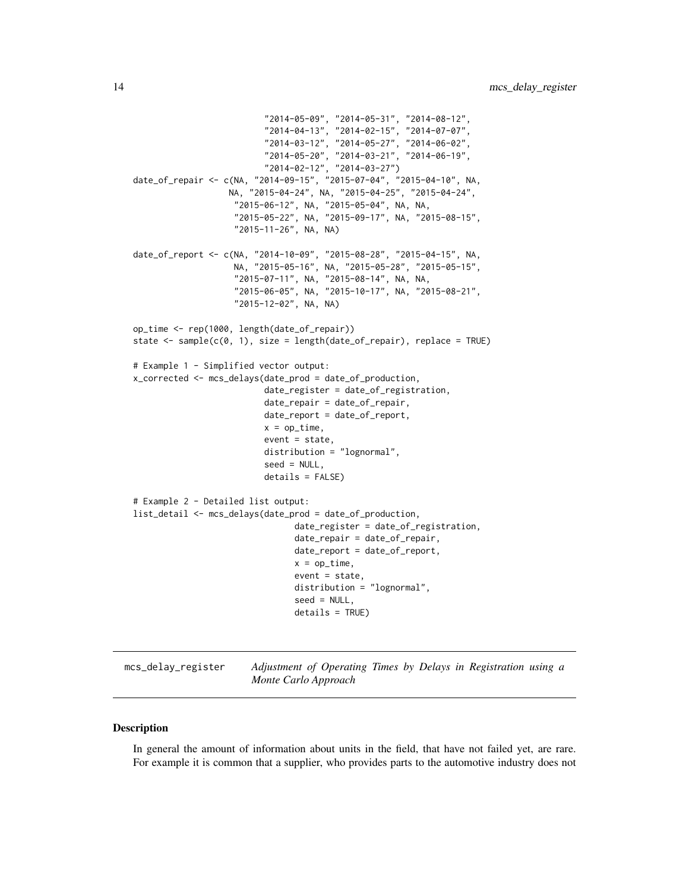```
                          "2014-05-09", "2014-05-31", "2014-08-12",
                          "2014-04-13", "2014-02-15", "2014-07-07",
                          "2014-03-12", "2014-05-27", "2014-06-02",
                          "2014-05-20", "2014-03-21", "2014-06-19",
                          "2014-02-12", "2014-03-27")
date_of_repair <- c(NA, "2014-09-15", "2015-07-04", "2015-04-10", NA,
                   NA, "2015-04-24", NA, "2015-04-25", "2015-04-24",
                    "2015-06-12", NA, "2015-05-04", NA, NA,
                    "2015-05-22", NA, "2015-09-17", NA, "2015-08-15",
                    "2015-11-26", NA, NA)

date_of_report <- c(NA, "2014-10-09", "2015-08-28", "2015-04-15", NA,
                    NA, "2015-05-16", NA, "2015-05-28", "2015-05-15",
                    "2015-07-11", NA, "2015-08-14", NA, NA,
                    "2015-06-05", NA, "2015-10-17", NA, "2015-08-21",
                    "2015-12-02", NA, NA)

op_time <- rep(1000, length(date_of_repair))
state <- sample(c(0, 1), size = length(date_of_repair), replace = TRUE)

# Example 1 - Simplified vector output:
x_corrected <- mcs_delays(date_prod = date_of_production,
                          date_register = date_of_registration,
                          date_repair = date_of_repair,
                          date_report = date_of_report,
                          x = op_time,
                          event = state,
                          distribution = "lognormal",
                          seed = NULL,
                          details = FALSE)

# Example 2 - Detailed list output:
list_detail <- mcs_delays(date_prod = date_of_production,
                              date_register = date_of_registration,
                              date_repair = date_of_repair,
                              date_report = date_of_report,
                              x = op_time,
                              event = state,
                              distribution = "lognormal",
                              seed = NULL,
                              details = TRUE)
```

## mcs_delay_register — *Adjustment of Operating Times by Delays in Registration using a Monte Carlo Approach*

### Description

In general the amount of information about units in the field, that have not failed yet, are rare. For example it is common that a supplier, who provides parts to the automotive industry does not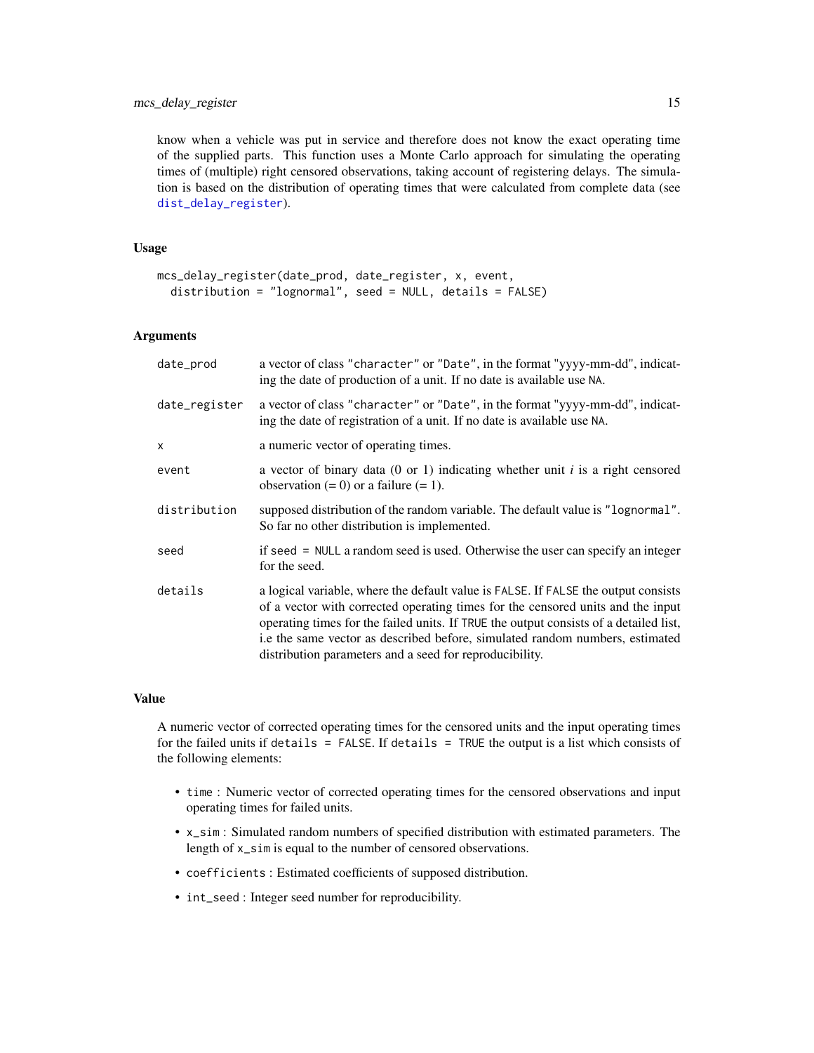know when a vehicle was put in service and therefore does not know the exact operating time of the supplied parts. This function uses a Monte Carlo approach for simulating the operating times of (multiple) right censored observations, taking account of registering delays. The simulation is based on the distribution of operating times that were calculated from complete data (see dist_delay_register).

### Usage

```
mcs_delay_register(date_prod, date_register, x, event,
  distribution = "lognormal", seed = NULL, details = FALSE)
```

### Arguments

| | |
|---|---|
| date_prod | a vector of class "character" or "Date", in the format "yyyy-mm-dd", indicating the date of production of a unit. If no date is available use NA. |
| date_register | a vector of class "character" or "Date", in the format "yyyy-mm-dd", indicating the date of registration of a unit. If no date is available use NA. |
| x | a numeric vector of operating times. |
| event | a vector of binary data (0 or 1) indicating whether unit *i* is a right censored observation (= 0) or a failure (= 1). |
| distribution | supposed distribution of the random variable. The default value is "lognormal". So far no other distribution is implemented. |
| seed | if seed = NULL a random seed is used. Otherwise the user can specify an integer for the seed. |
| details | a logical variable, where the default value is FALSE. If FALSE the output consists of a vector with corrected operating times for the censored units and the input operating times for the failed units. If TRUE the output consists of a detailed list, i.e the same vector as described before, simulated random numbers, estimated distribution parameters and a seed for reproducibility. |

### Value

A numeric vector of corrected operating times for the censored units and the input operating times for the failed units if details = FALSE. If details = TRUE the output is a list which consists of the following elements:

- time : Numeric vector of corrected operating times for the censored observations and input operating times for failed units.
- x_sim : Simulated random numbers of specified distribution with estimated parameters. The length of x_sim is equal to the number of censored observations.
- coefficients : Estimated coefficients of supposed distribution.
- int_seed : Integer seed number for reproducibility.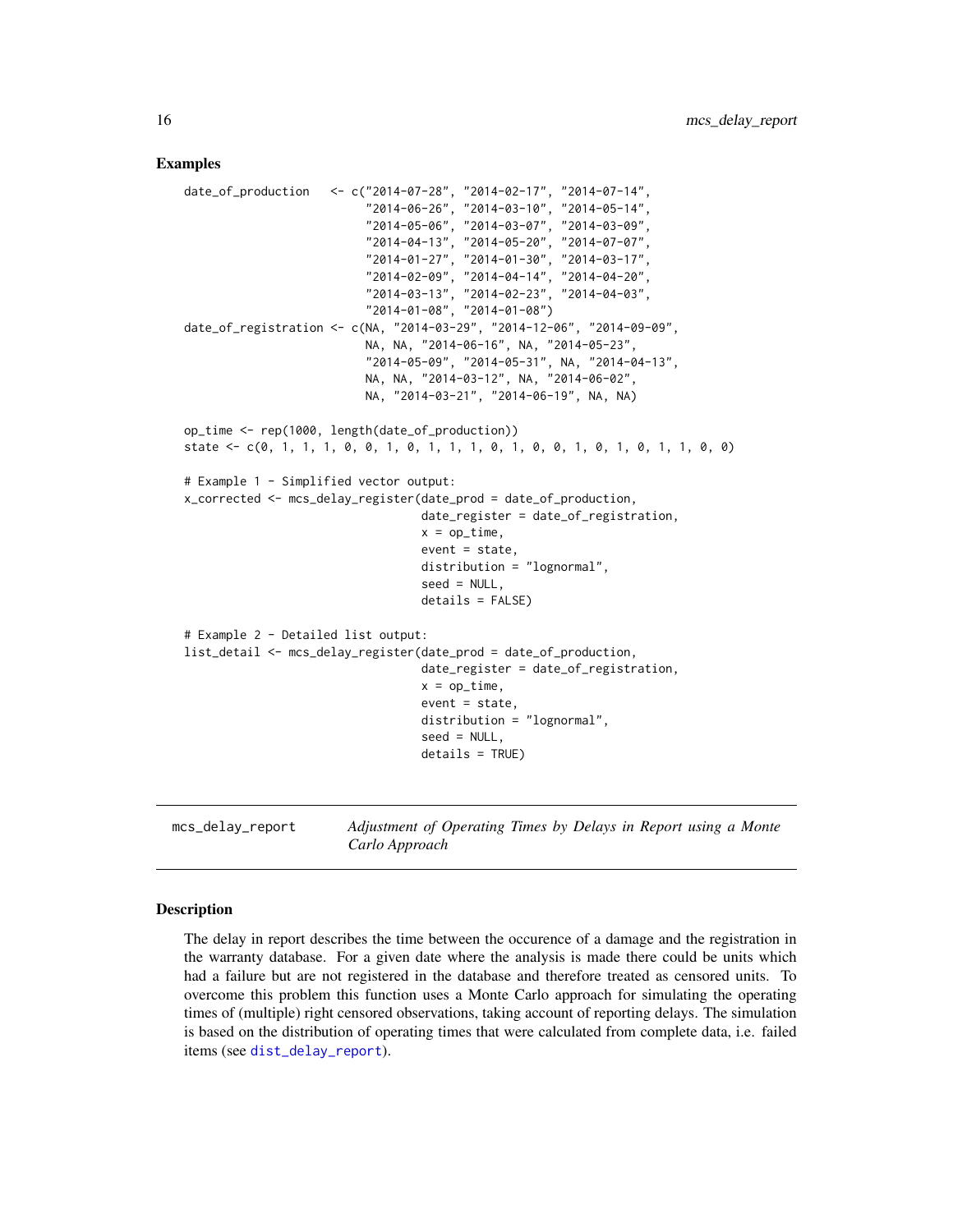## Examples

```
date_of_production   <- c("2014-07-28", "2014-02-17", "2014-07-14",
                          "2014-06-26", "2014-03-10", "2014-05-14",
                          "2014-05-06", "2014-03-07", "2014-03-09",
                          "2014-04-13", "2014-05-20", "2014-07-07",
                          "2014-01-27", "2014-01-30", "2014-03-17",
                          "2014-02-09", "2014-04-14", "2014-04-20",
                          "2014-03-13", "2014-02-23", "2014-04-03",
                          "2014-01-08", "2014-01-08")
date_of_registration <- c(NA, "2014-03-29", "2014-12-06", "2014-09-09",
                          NA, NA, "2014-06-16", NA, "2014-05-23",
                          "2014-05-09", "2014-05-31", NA, "2014-04-13",
                          NA, NA, "2014-03-12", NA, "2014-06-02",
                          NA, "2014-03-21", "2014-06-19", NA, NA)

op_time <- rep(1000, length(date_of_production))
state <- c(0, 1, 1, 1, 0, 0, 1, 0, 1, 1, 1, 0, 1, 0, 0, 1, 0, 1, 0, 1, 1, 0, 0)

# Example 1 - Simplified vector output:
x_corrected <- mcs_delay_register(date_prod = date_of_production,
                                  date_register = date_of_registration,
                                  x = op_time,
                                  event = state,
                                  distribution = "lognormal",
                                  seed = NULL,
                                  details = FALSE)

# Example 2 - Detailed list output:
list_detail <- mcs_delay_register(date_prod = date_of_production,
                                  date_register = date_of_registration,
                                  x = op_time,
                                  event = state,
                                  distribution = "lognormal",
                                  seed = NULL,
                                  details = TRUE)
```

---

# mcs_delay_report — *Adjustment of Operating Times by Delays in Report using a Monte Carlo Approach*

## Description

The delay in report describes the time between the occurence of a damage and the registration in the warranty database. For a given date where the analysis is made there could be units which had a failure but are not registered in the database and therefore treated as censored units. To overcome this problem this function uses a Monte Carlo approach for simulating the operating times of (multiple) right censored observations, taking account of reporting delays. The simulation is based on the distribution of operating times that were calculated from complete data, i.e. failed items (see dist_delay_report).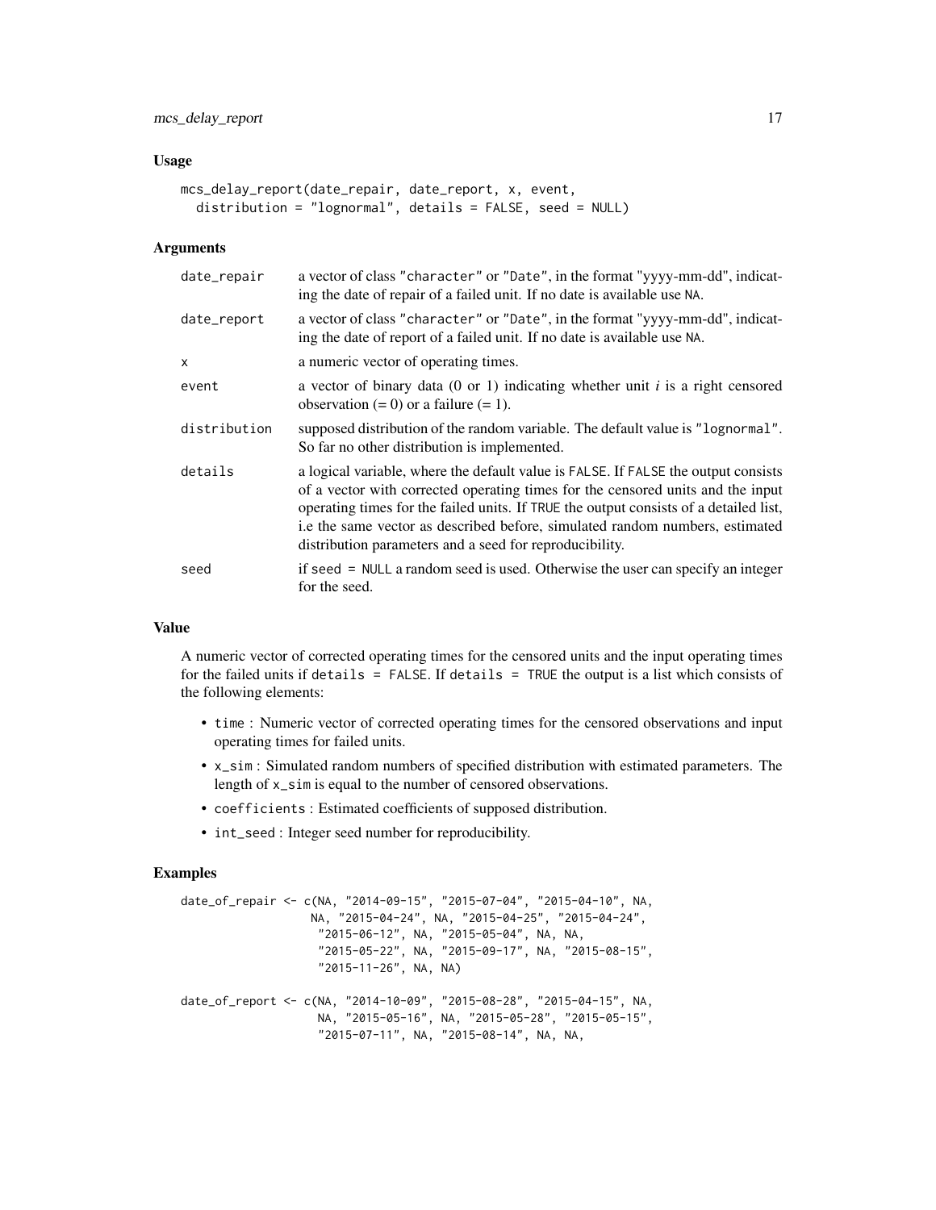### Usage

```
mcs_delay_report(date_repair, date_report, x, event,
  distribution = "lognormal", details = FALSE, seed = NULL)
```

### Arguments

| | |
|---|---|
| date_repair | a vector of class "character" or "Date", in the format "yyyy-mm-dd", indicating the date of repair of a failed unit. If no date is available use NA. |
| date_report | a vector of class "character" or "Date", in the format "yyyy-mm-dd", indicating the date of report of a failed unit. If no date is available use NA. |
| x | a numeric vector of operating times. |
| event | a vector of binary data (0 or 1) indicating whether unit *i* is a right censored observation (= 0) or a failure (= 1). |
| distribution | supposed distribution of the random variable. The default value is "lognormal". So far no other distribution is implemented. |
| details | a logical variable, where the default value is FALSE. If FALSE the output consists of a vector with corrected operating times for the censored units and the input operating times for the failed units. If TRUE the output consists of a detailed list, i.e the same vector as described before, simulated random numbers, estimated distribution parameters and a seed for reproducibility. |
| seed | if seed = NULL a random seed is used. Otherwise the user can specify an integer for the seed. |

### Value

A numeric vector of corrected operating times for the censored units and the input operating times for the failed units if details = FALSE. If details = TRUE the output is a list which consists of the following elements:

- time : Numeric vector of corrected operating times for the censored observations and input operating times for failed units.
- x_sim : Simulated random numbers of specified distribution with estimated parameters. The length of x_sim is equal to the number of censored observations.
- coefficients : Estimated coefficients of supposed distribution.
- int_seed : Integer seed number for reproducibility.

### Examples

```
date_of_repair <- c(NA, "2014-09-15", "2015-07-04", "2015-04-10", NA,
                   NA, "2015-04-24", NA, "2015-04-25", "2015-04-24",
                    "2015-06-12", NA, "2015-05-04", NA, NA,
                    "2015-05-22", NA, "2015-09-17", NA, "2015-08-15",
                    "2015-11-26", NA, NA)

date_of_report <- c(NA, "2014-10-09", "2015-08-28", "2015-04-15", NA,
                    NA, "2015-05-16", NA, "2015-05-28", "2015-05-15",
                    "2015-07-11", NA, "2015-08-14", NA, NA,
```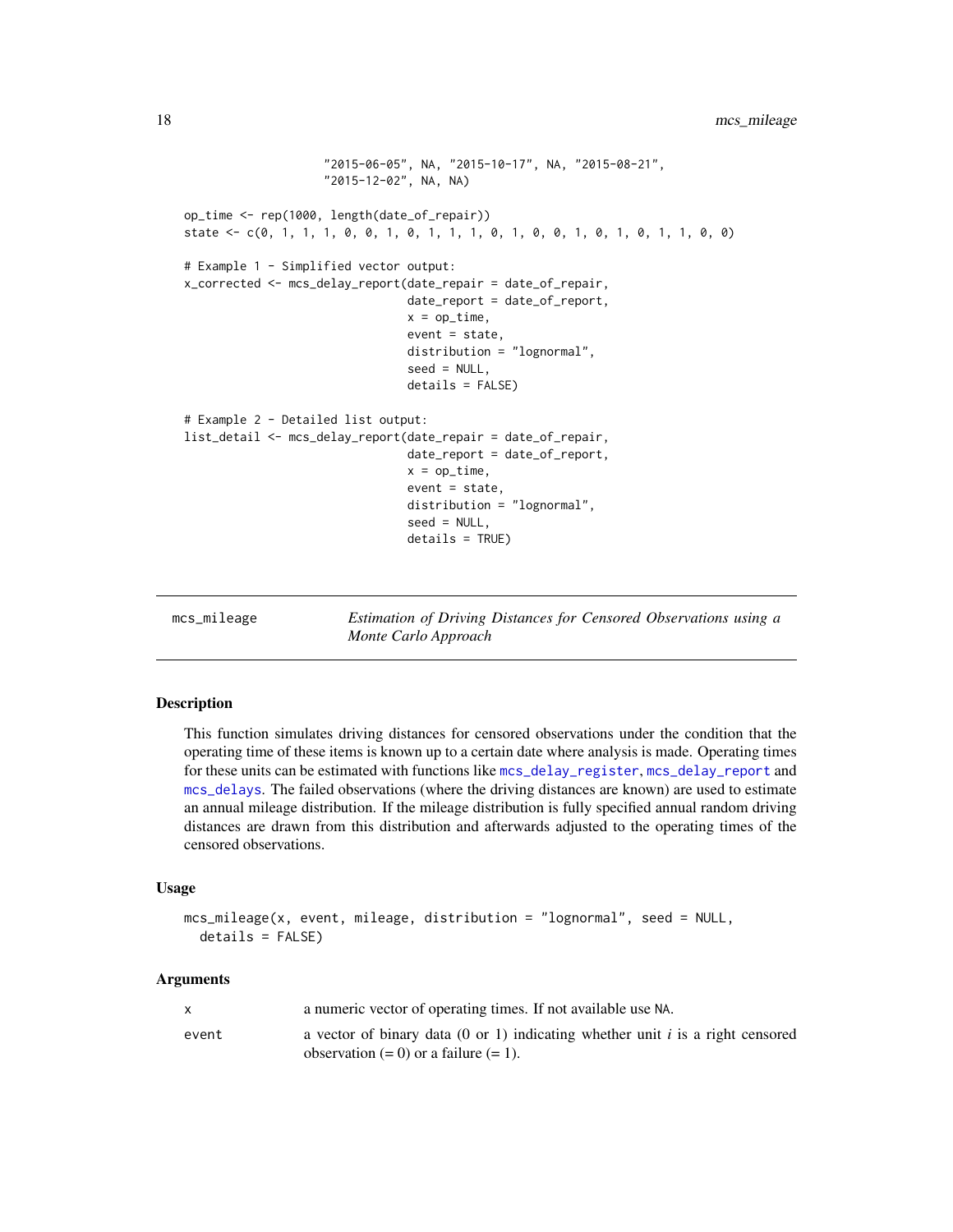```
                    "2015-06-05", NA, "2015-10-17", NA, "2015-08-21",
                    "2015-12-02", NA, NA)

op_time <- rep(1000, length(date_of_repair))
state <- c(0, 1, 1, 1, 0, 0, 1, 0, 1, 1, 1, 0, 1, 0, 0, 1, 0, 1, 0, 1, 1, 0, 0)

# Example 1 - Simplified vector output:
x_corrected <- mcs_delay_report(date_repair = date_of_repair,
                                date_report = date_of_report,
                                x = op_time,
                                event = state,
                                distribution = "lognormal",
                                seed = NULL,
                                details = FALSE)

# Example 2 - Detailed list output:
list_detail <- mcs_delay_report(date_repair = date_of_repair,
                                date_report = date_of_report,
                                x = op_time,
                                event = state,
                                distribution = "lognormal",
                                seed = NULL,
                                details = TRUE)
```

---

## mcs_mileage — *Estimation of Driving Distances for Censored Observations using a Monte Carlo Approach*

---

### Description

This function simulates driving distances for censored observations under the condition that the operating time of these items is known up to a certain date where analysis is made. Operating times for these units can be estimated with functions like `mcs_delay_register`, `mcs_delay_report` and `mcs_delays`. The failed observations (where the driving distances are known) are used to estimate an annual mileage distribution. If the mileage distribution is fully specified annual random driving distances are drawn from this distribution and afterwards adjusted to the operating times of the censored observations.

### Usage

```
mcs_mileage(x, event, mileage, distribution = "lognormal", seed = NULL,
  details = FALSE)
```

### Arguments

| | |
|---|---|
| `x` | a numeric vector of operating times. If not available use `NA`. |
| `event` | a vector of binary data (0 or 1) indicating whether unit *i* is a right censored observation (= 0) or a failure (= 1). |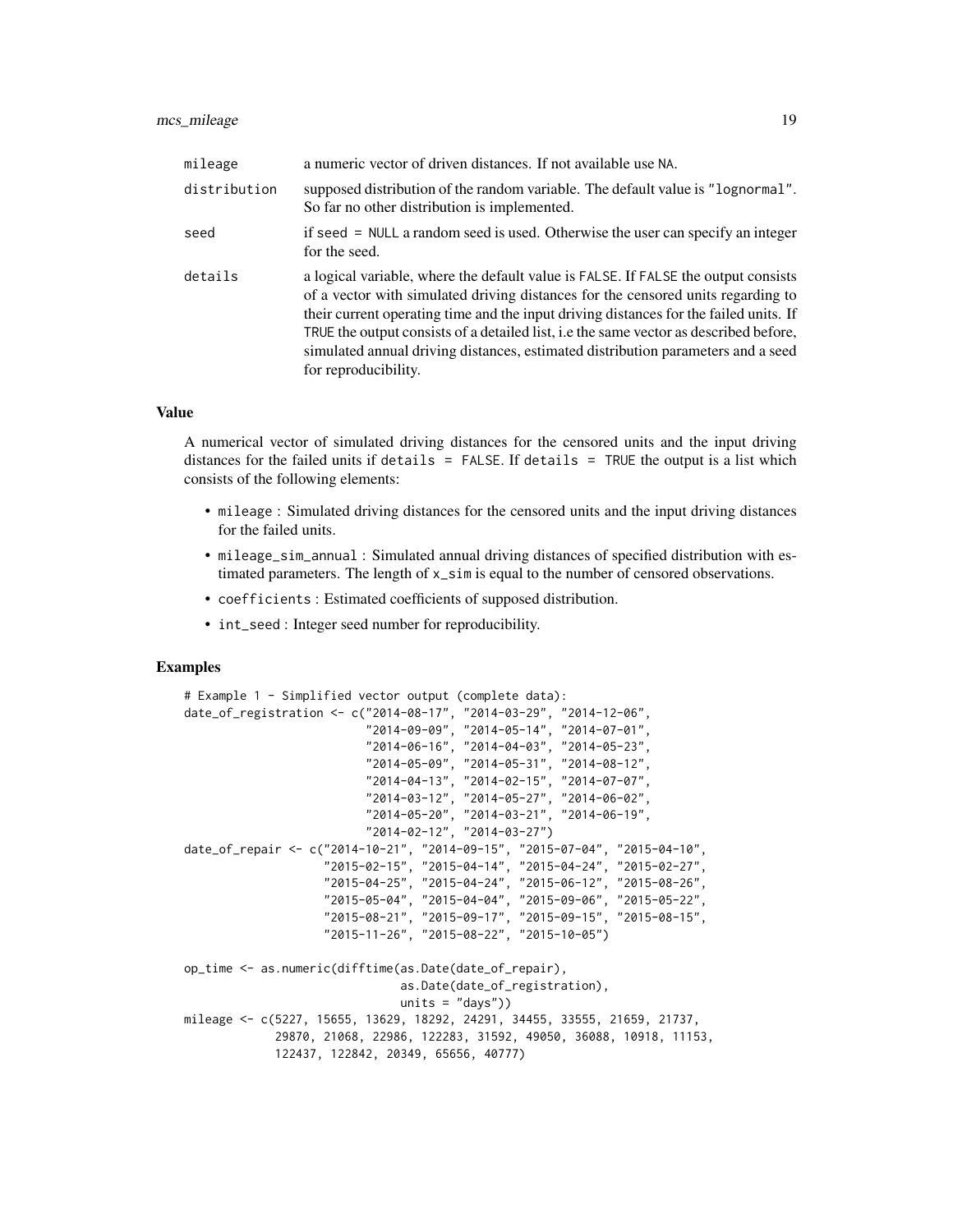| | |
|---|---|
| mileage | a numeric vector of driven distances. If not available use NA. |
| distribution | supposed distribution of the random variable. The default value is "lognormal". So far no other distribution is implemented. |
| seed | if seed = NULL a random seed is used. Otherwise the user can specify an integer for the seed. |
| details | a logical variable, where the default value is FALSE. If FALSE the output consists of a vector with simulated driving distances for the censored units regarding to their current operating time and the input driving distances for the failed units. If TRUE the output consists of a detailed list, i.e the same vector as described before, simulated annual driving distances, estimated distribution parameters and a seed for reproducibility. |

### Value

A numerical vector of simulated driving distances for the censored units and the input driving distances for the failed units if `details = FALSE`. If `details = TRUE` the output is a list which consists of the following elements:

- `mileage` : Simulated driving distances for the censored units and the input driving distances for the failed units.
- `mileage_sim_annual` : Simulated annual driving distances of specified distribution with estimated parameters. The length of `x_sim` is equal to the number of censored observations.
- `coefficients` : Estimated coefficients of supposed distribution.
- `int_seed` : Integer seed number for reproducibility.

### Examples

```
# Example 1 - Simplified vector output (complete data):
date_of_registration <- c("2014-08-17", "2014-03-29", "2014-12-06",
                          "2014-09-09", "2014-05-14", "2014-07-01",
                          "2014-06-16", "2014-04-03", "2014-05-23",
                          "2014-05-09", "2014-05-31", "2014-08-12",
                          "2014-04-13", "2014-02-15", "2014-07-07",
                          "2014-03-12", "2014-05-27", "2014-06-02",
                          "2014-05-20", "2014-03-21", "2014-06-19",
                          "2014-02-12", "2014-03-27")
date_of_repair <- c("2014-10-21", "2014-09-15", "2015-07-04", "2015-04-10",
                    "2015-02-15", "2015-04-14", "2015-04-24", "2015-02-27",
                    "2015-04-25", "2015-04-24", "2015-06-12", "2015-08-26",
                    "2015-05-04", "2015-04-04", "2015-09-06", "2015-05-22",
                    "2015-08-21", "2015-09-17", "2015-09-15", "2015-08-15",
                    "2015-11-26", "2015-08-22", "2015-10-05")

op_time <- as.numeric(difftime(as.Date(date_of_repair),
                               as.Date(date_of_registration),
                               units = "days"))
mileage <- c(5227, 15655, 13629, 18292, 24291, 34455, 33555, 21659, 21737,
             29870, 21068, 22986, 122283, 31592, 49050, 36088, 10918, 11153,
             122437, 122842, 20349, 65656, 40777)
```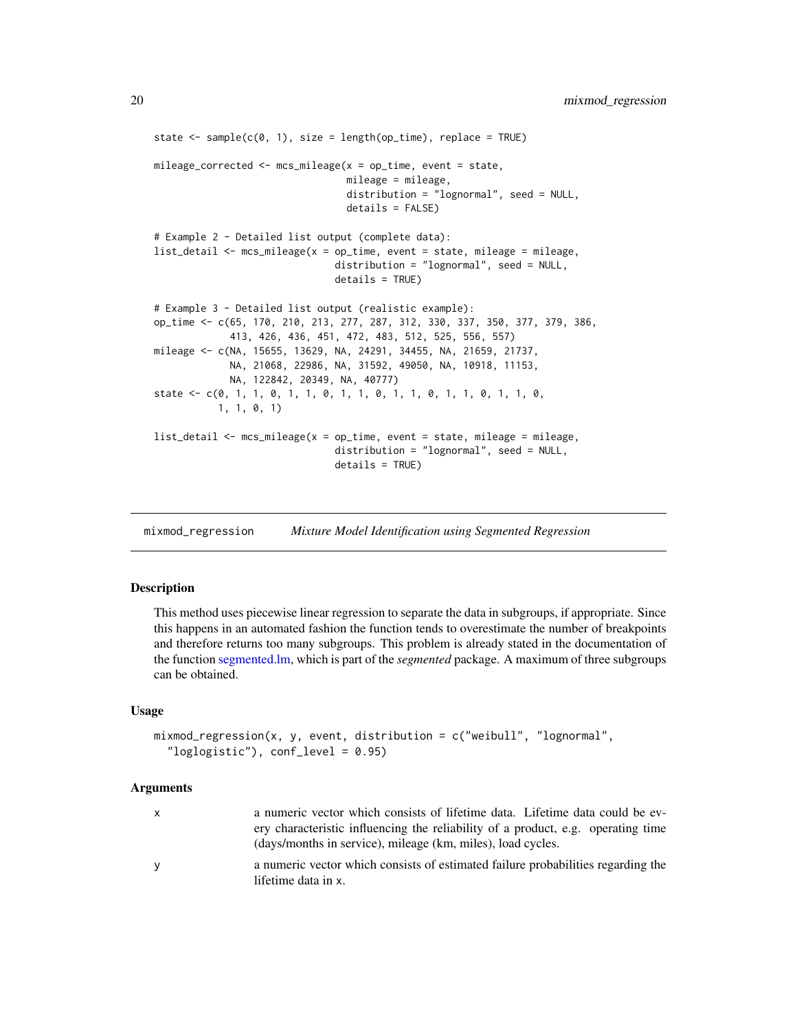```
state <- sample(c(0, 1), size = length(op_time), replace = TRUE)

mileage_corrected <- mcs_mileage(x = op_time, event = state,
                                  mileage = mileage,
                                  distribution = "lognormal", seed = NULL,
                                  details = FALSE)

# Example 2 - Detailed list output (complete data):
list_detail <- mcs_mileage(x = op_time, event = state, mileage = mileage,
                            distribution = "lognormal", seed = NULL,
                            details = TRUE)

# Example 3 - Detailed list output (realistic example):
op_time <- c(65, 170, 210, 213, 277, 287, 312, 330, 337, 350, 377, 379, 386,
             413, 426, 436, 451, 472, 483, 512, 525, 556, 557)
mileage <- c(NA, 15655, 13629, NA, 24291, 34455, NA, 21659, 21737,
             NA, 21068, 22986, NA, 31592, 49050, NA, 10918, 11153,
             NA, 122842, 20349, NA, 40777)
state <- c(0, 1, 1, 0, 1, 1, 0, 1, 1, 0, 1, 1, 0, 1, 1, 0, 1, 1, 0,
           1, 1, 0, 1)

list_detail <- mcs_mileage(x = op_time, event = state, mileage = mileage,
                            distribution = "lognormal", seed = NULL,
                            details = TRUE)
```

## mixmod_regression — *Mixture Model Identification using Segmented Regression*

### Description

This method uses piecewise linear regression to separate the data in subgroups, if appropriate. Since this happens in an automated fashion the function tends to overestimate the number of breakpoints and therefore returns too many subgroups. This problem is already stated in the documentation of the function segmented.lm, which is part of the *segmented* package. A maximum of three subgroups can be obtained.

### Usage

```
mixmod_regression(x, y, event, distribution = c("weibull", "lognormal",
  "loglogistic"), conf_level = 0.95)
```

### Arguments

- `x` — a numeric vector which consists of lifetime data. Lifetime data could be every characteristic influencing the reliability of a product, e.g. operating time (days/months in service), mileage (km, miles), load cycles.
- `y` — a numeric vector which consists of estimated failure probabilities regarding the lifetime data in `x`.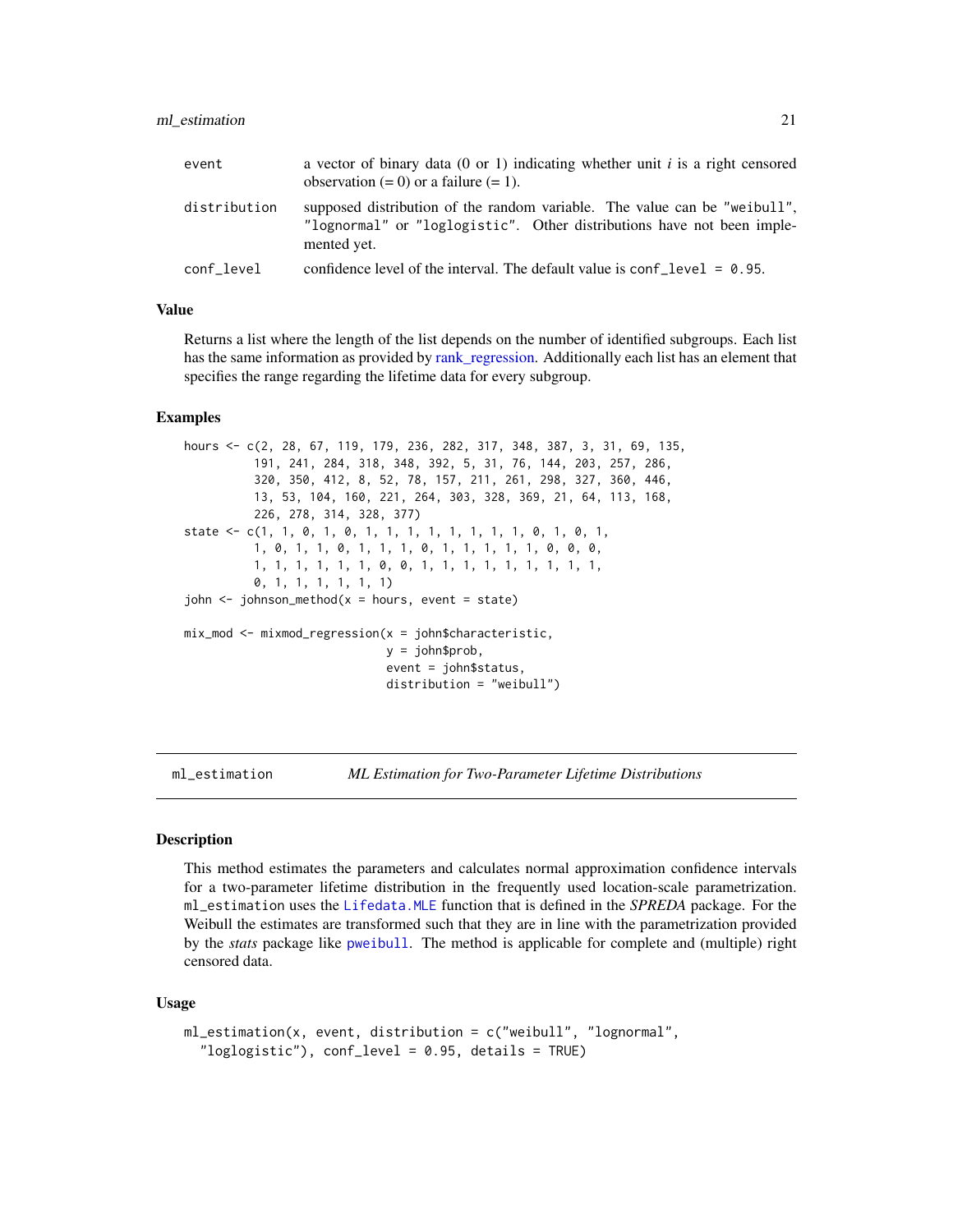| | |
|---|---|
| event | a vector of binary data (0 or 1) indicating whether unit *i* is a right censored observation (= 0) or a failure (= 1). |
| distribution | supposed distribution of the random variable. The value can be "weibull", "lognormal" or "loglogistic". Other distributions have not been implemented yet. |
| conf_level | confidence level of the interval. The default value is conf_level = 0.95. |

### Value

Returns a list where the length of the list depends on the number of identified subgroups. Each list has the same information as provided by rank_regression. Additionally each list has an element that specifies the range regarding the lifetime data for every subgroup.

### Examples

```
hours <- c(2, 28, 67, 119, 179, 236, 282, 317, 348, 387, 3, 31, 69, 135,
          191, 241, 284, 318, 348, 392, 5, 31, 76, 144, 203, 257, 286,
          320, 350, 412, 8, 52, 78, 157, 211, 261, 298, 327, 360, 446,
          13, 53, 104, 160, 221, 264, 303, 328, 369, 21, 64, 113, 168,
          226, 278, 314, 328, 377)
state <- c(1, 1, 0, 1, 0, 1, 1, 1, 1, 1, 1, 1, 1, 0, 1, 0, 1,
          1, 0, 1, 1, 0, 1, 1, 1, 0, 1, 1, 1, 1, 1, 0, 0, 0,
          1, 1, 1, 1, 1, 0, 0, 1, 1, 1, 1, 1, 1, 1, 1, 1,
          0, 1, 1, 1, 1, 1, 1)
john <- johnson_method(x = hours, event = state)

mix_mod <- mixmod_regression(x = john$characteristic,
                             y = john$prob,
                             event = john$status,
                             distribution = "weibull")
```

## ml_estimation    *ML Estimation for Two-Parameter Lifetime Distributions*

### Description

This method estimates the parameters and calculates normal approximation confidence intervals for a two-parameter lifetime distribution in the frequently used location-scale parametrization. ml_estimation uses the Lifedata.MLE function that is defined in the *SPREDA* package. For the Weibull the estimates are transformed such that they are in line with the parametrization provided by the *stats* package like pweibull. The method is applicable for complete and (multiple) right censored data.

### Usage

```
ml_estimation(x, event, distribution = c("weibull", "lognormal",
  "loglogistic"), conf_level = 0.95, details = TRUE)
```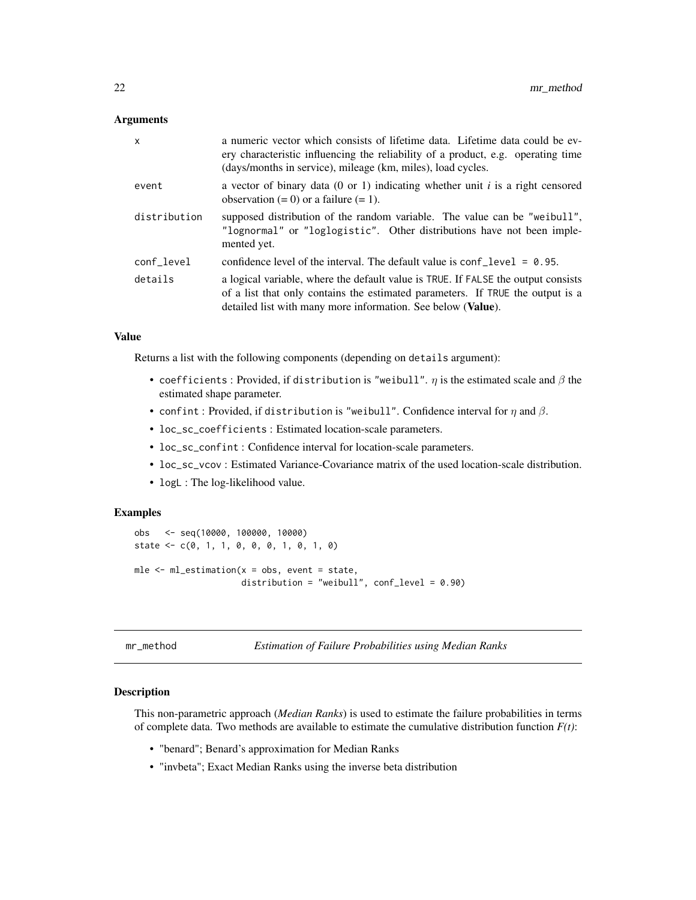### Arguments

| | |
|---|---|
| x | a numeric vector which consists of lifetime data. Lifetime data could be every characteristic influencing the reliability of a product, e.g. operating time (days/months in service), mileage (km, miles), load cycles. |
| event | a vector of binary data (0 or 1) indicating whether unit *i* is a right censored observation (= 0) or a failure (= 1). |
| distribution | supposed distribution of the random variable. The value can be "weibull", "lognormal" or "loglogistic". Other distributions have not been implemented yet. |
| conf_level | confidence level of the interval. The default value is `conf_level = 0.95`. |
| details | a logical variable, where the default value is TRUE. If FALSE the output consists of a list that only contains the estimated parameters. If TRUE the output is a detailed list with many more information. See below (**Value**). |

### Value

Returns a list with the following components (depending on `details` argument):

- `coefficients` : Provided, if `distribution` is "weibull". $\eta$ is the estimated scale and $\beta$ the estimated shape parameter.
- `confint` : Provided, if `distribution` is "weibull". Confidence interval for $\eta$ and $\beta$.
- `loc_sc_coefficients` : Estimated location-scale parameters.
- `loc_sc_confint` : Confidence interval for location-scale parameters.
- `loc_sc_vcov` : Estimated Variance-Covariance matrix of the used location-scale distribution.
- `logL` : The log-likelihood value.

### Examples

```
obs   <- seq(10000, 100000, 10000)
state <- c(0, 1, 1, 0, 0, 0, 1, 0, 1, 0)

mle <- ml_estimation(x = obs, event = state,
                     distribution = "weibull", conf_level = 0.90)
```

## mr_method — *Estimation of Failure Probabilities using Median Ranks*

### Description

This non-parametric approach (*Median Ranks*) is used to estimate the failure probabilities in terms of complete data. Two methods are available to estimate the cumulative distribution function *F(t)*:

- "benard"; Benard's approximation for Median Ranks
- "invbeta"; Exact Median Ranks using the inverse beta distribution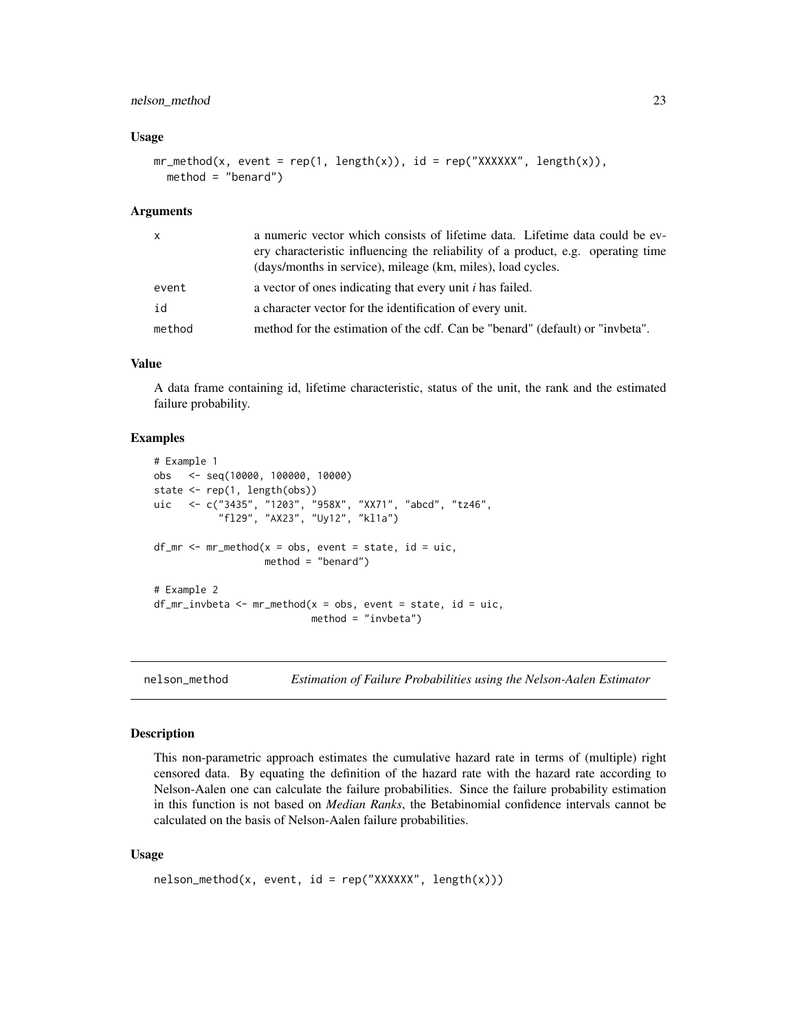### Usage

```
mr_method(x, event = rep(1, length(x)), id = rep("XXXXXX", length(x)),
  method = "benard")
```

### Arguments

| | |
|---|---|
| x | a numeric vector which consists of lifetime data. Lifetime data could be every characteristic influencing the reliability of a product, e.g. operating time (days/months in service), mileage (km, miles), load cycles. |
| event | a vector of ones indicating that every unit *i* has failed. |
| id | a character vector for the identification of every unit. |
| method | method for the estimation of the cdf. Can be "benard" (default) or "invbeta". |

### Value

A data frame containing id, lifetime characteristic, status of the unit, the rank and the estimated failure probability.

### Examples

```
# Example 1
obs   <- seq(10000, 100000, 10000)
state <- rep(1, length(obs))
uic   <- c("3435", "1203", "958X", "XX71", "abcd", "tz46",
           "fl29", "AX23", "Uy12", "kl1a")

df_mr <- mr_method(x = obs, event = state, id = uic,
                   method = "benard")

# Example 2
df_mr_invbeta <- mr_method(x = obs, event = state, id = uic,
                           method = "invbeta")
```

---

## nelson_method — *Estimation of Failure Probabilities using the Nelson-Aalen Estimator*

### Description

This non-parametric approach estimates the cumulative hazard rate in terms of (multiple) right censored data. By equating the definition of the hazard rate with the hazard rate according to Nelson-Aalen one can calculate the failure probabilities. Since the failure probability estimation in this function is not based on *Median Ranks*, the Betabinomial confidence intervals cannot be calculated on the basis of Nelson-Aalen failure probabilities.

### Usage

```
nelson_method(x, event, id = rep("XXXXXX", length(x)))
```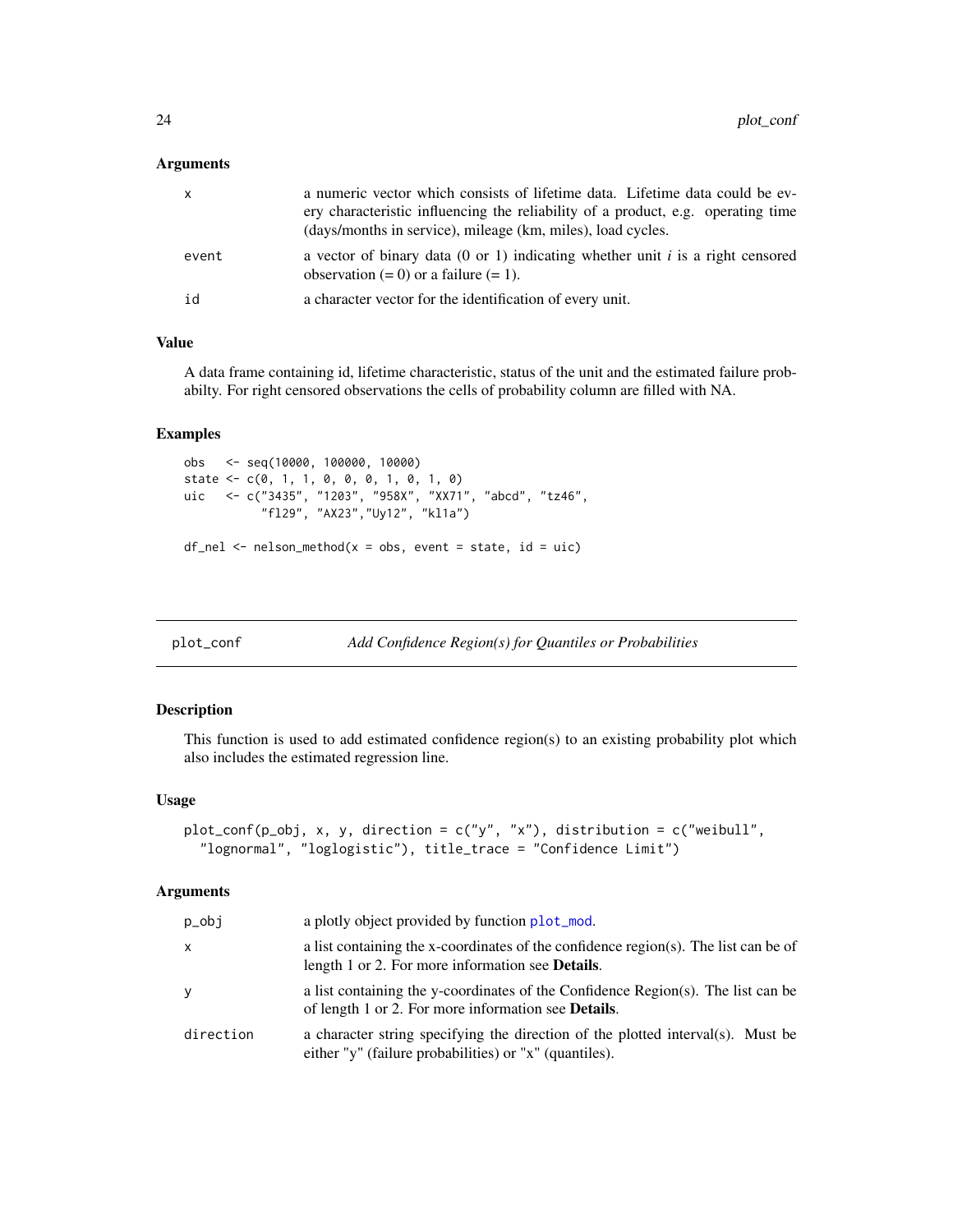### Arguments

| | |
|---|---|
| x | a numeric vector which consists of lifetime data. Lifetime data could be every characteristic influencing the reliability of a product, e.g. operating time (days/months in service), mileage (km, miles), load cycles. |
| event | a vector of binary data (0 or 1) indicating whether unit *i* is a right censored observation (= 0) or a failure (= 1). |
| id | a character vector for the identification of every unit. |

### Value

A data frame containing id, lifetime characteristic, status of the unit and the estimated failure probabilty. For right censored observations the cells of probability column are filled with NA.

### Examples

```
obs   <- seq(10000, 100000, 10000)
state <- c(0, 1, 1, 0, 0, 0, 1, 0, 1, 0)
uic   <- c("3435", "1203", "958X", "XX71", "abcd", "tz46",
           "fl29", "AX23","Uy12", "kl1a")

df_nel <- nelson_method(x = obs, event = state, id = uic)
```

---

## plot_conf — *Add Confidence Region(s) for Quantiles or Probabilities*

### Description

This function is used to add estimated confidence region(s) to an existing probability plot which also includes the estimated regression line.

### Usage

```
plot_conf(p_obj, x, y, direction = c("y", "x"), distribution = c("weibull",
  "lognormal", "loglogistic"), title_trace = "Confidence Limit")
```

### Arguments

| | |
|---|---|
| p_obj | a plotly object provided by function plot_mod. |
| x | a list containing the x-coordinates of the confidence region(s). The list can be of length 1 or 2. For more information see **Details**. |
| y | a list containing the y-coordinates of the Confidence Region(s). The list can be of length 1 or 2. For more information see **Details**. |
| direction | a character string specifying the direction of the plotted interval(s). Must be either "y" (failure probabilities) or "x" (quantiles). |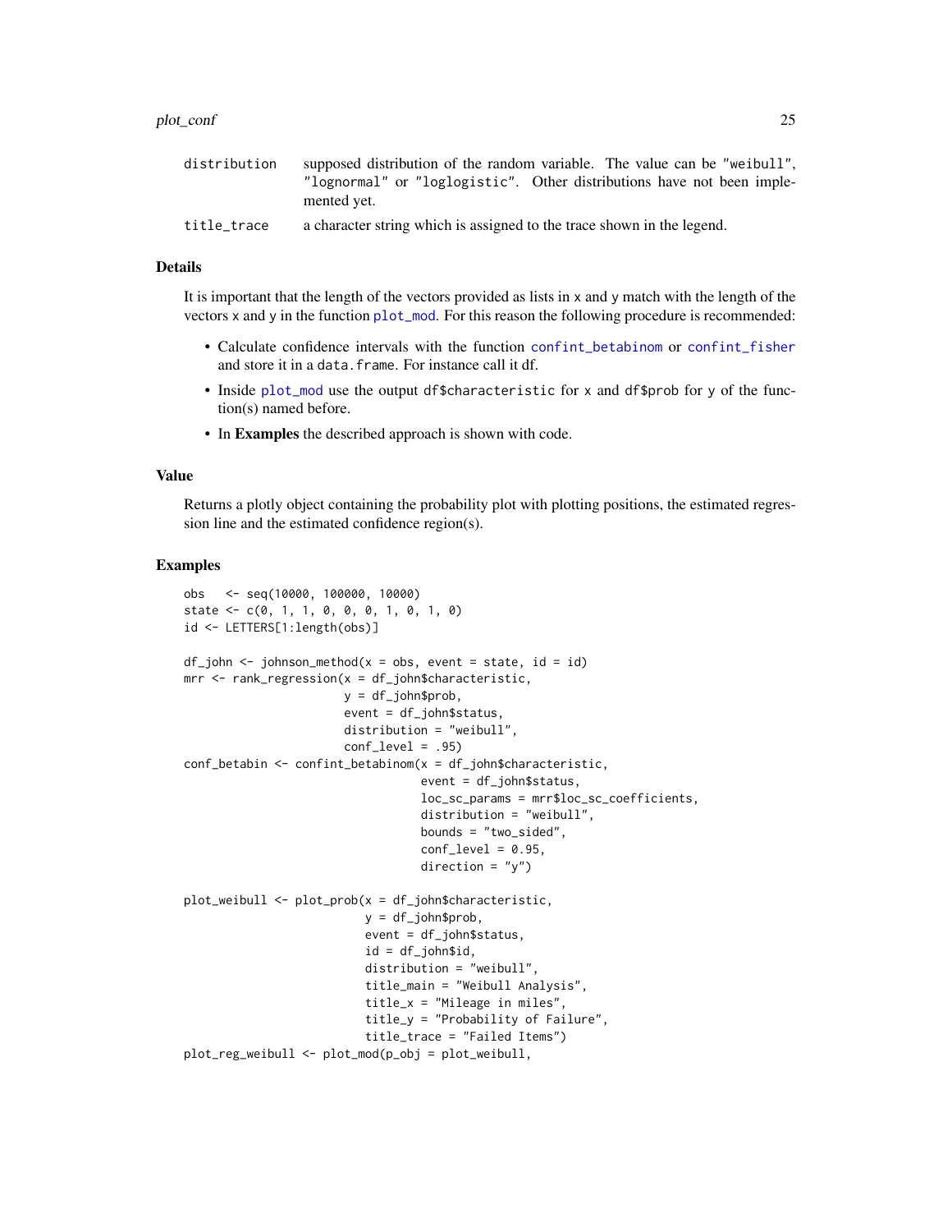| | |
|---|---|
| distribution | supposed distribution of the random variable. The value can be "weibull", "lognormal" or "loglogistic". Other distributions have not been implemented yet. |
| title_trace | a character string which is assigned to the trace shown in the legend. |

## Details

It is important that the length of the vectors provided as lists in x and y match with the length of the vectors x and y in the function plot_mod. For this reason the following procedure is recommended:

- Calculate confidence intervals with the function confint_betabinom or confint_fisher and store it in a data.frame. For instance call it df.
- Inside plot_mod use the output df$characteristic for x and df$prob for y of the function(s) named before.
- In **Examples** the described approach is shown with code.

## Value

Returns a plotly object containing the probability plot with plotting positions, the estimated regression line and the estimated confidence region(s).

## Examples

```
obs   <- seq(10000, 100000, 10000)
state <- c(0, 1, 1, 0, 0, 0, 1, 0, 1, 0)
id <- LETTERS[1:length(obs)]

df_john <- johnson_method(x = obs, event = state, id = id)
mrr <- rank_regression(x = df_john$characteristic,
                       y = df_john$prob,
                       event = df_john$status,
                       distribution = "weibull",
                       conf_level = .95)
conf_betabin <- confint_betabinom(x = df_john$characteristic,
                                  event = df_john$status,
                                  loc_sc_params = mrr$loc_sc_coefficients,
                                  distribution = "weibull",
                                  bounds = "two_sided",
                                  conf_level = 0.95,
                                  direction = "y")

plot_weibull <- plot_prob(x = df_john$characteristic,
                          y = df_john$prob,
                          event = df_john$status,
                          id = df_john$id,
                          distribution = "weibull",
                          title_main = "Weibull Analysis",
                          title_x = "Mileage in miles",
                          title_y = "Probability of Failure",
                          title_trace = "Failed Items")
plot_reg_weibull <- plot_mod(p_obj = plot_weibull,
```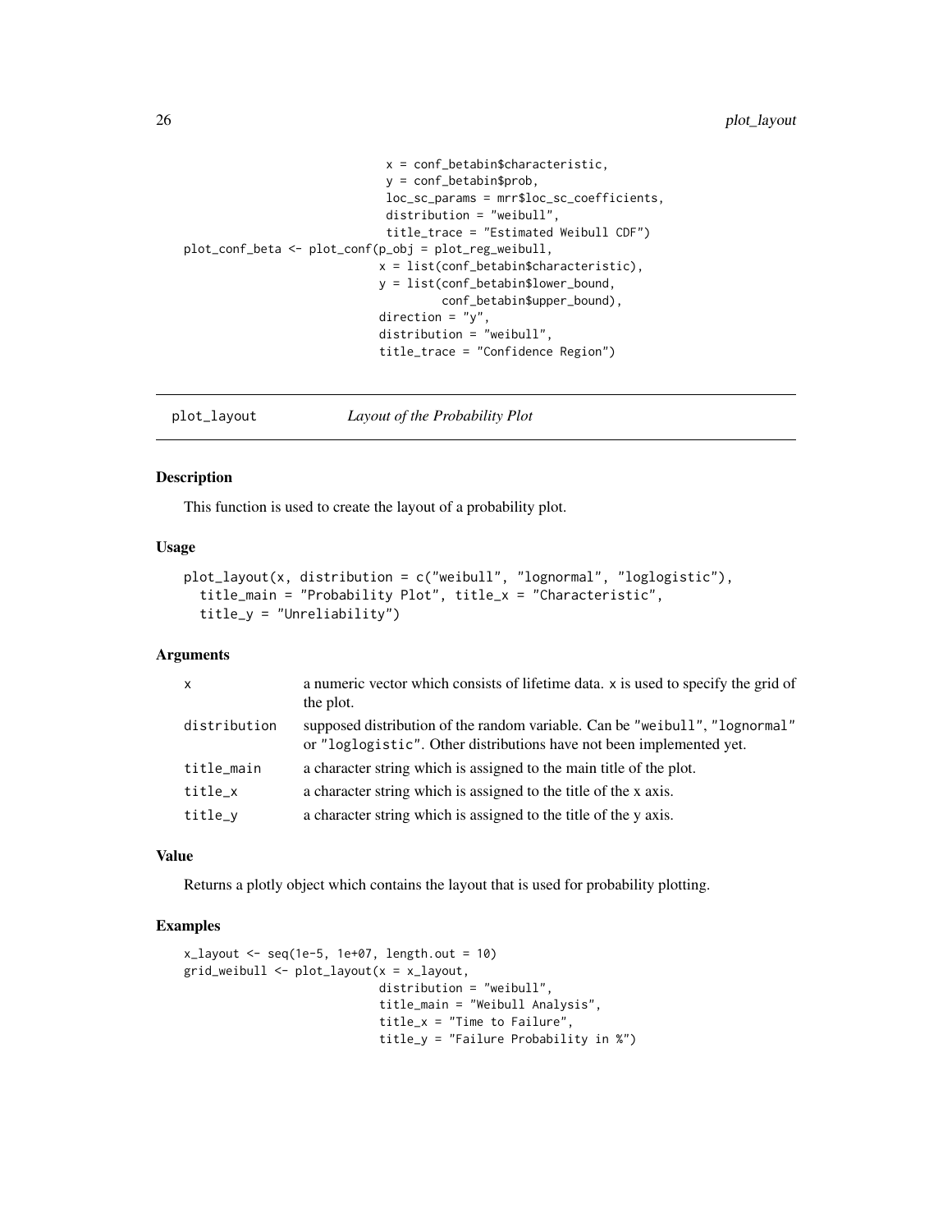```
                        x = conf_betabin$characteristic,
                        y = conf_betabin$prob,
                        loc_sc_params = mrr$loc_sc_coefficients,
                        distribution = "weibull",
                        title_trace = "Estimated Weibull CDF")
plot_conf_beta <- plot_conf(p_obj = plot_reg_weibull,
                           x = list(conf_betabin$characteristic),
                           y = list(conf_betabin$lower_bound,
                                    conf_betabin$upper_bound),
                           direction = "y",
                           distribution = "weibull",
                           title_trace = "Confidence Region")
```

## plot_layout *Layout of the Probability Plot*

### Description

This function is used to create the layout of a probability plot.

### Usage

```
plot_layout(x, distribution = c("weibull", "lognormal", "loglogistic"),
  title_main = "Probability Plot", title_x = "Characteristic",
  title_y = "Unreliability")
```

### Arguments

| | |
|---|---|
| x | a numeric vector which consists of lifetime data. x is used to specify the grid of the plot. |
| distribution | supposed distribution of the random variable. Can be "weibull", "lognormal" or "loglogistic". Other distributions have not been implemented yet. |
| title_main | a character string which is assigned to the main title of the plot. |
| title_x | a character string which is assigned to the title of the x axis. |
| title_y | a character string which is assigned to the title of the y axis. |

### Value

Returns a plotly object which contains the layout that is used for probability plotting.

### Examples

```
x_layout <- seq(1e-5, 1e+07, length.out = 10)
grid_weibull <- plot_layout(x = x_layout,
                           distribution = "weibull",
                           title_main = "Weibull Analysis",
                           title_x = "Time to Failure",
                           title_y = "Failure Probability in %")
```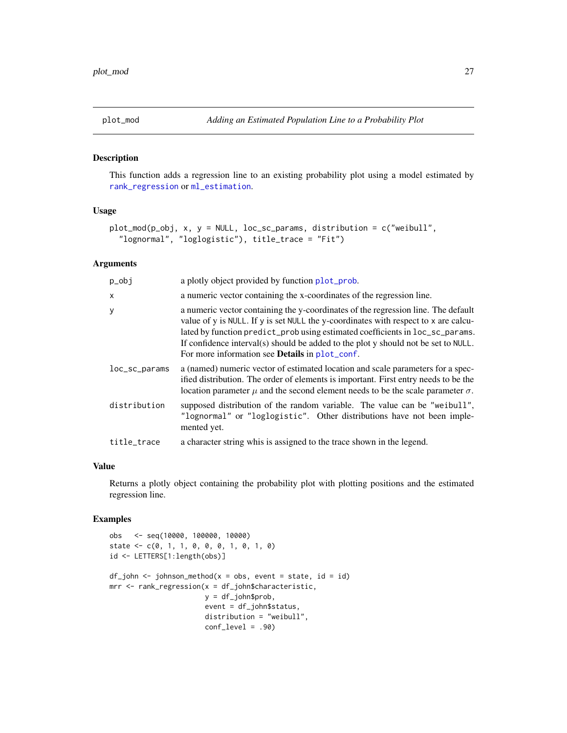plot_mod — *Adding an Estimated Population Line to a Probability Plot*

## Description

This function adds a regression line to an existing probability plot using a model estimated by `rank_regression` or `ml_estimation`.

## Usage

```
plot_mod(p_obj, x, y = NULL, loc_sc_params, distribution = c("weibull",
  "lognormal", "loglogistic"), title_trace = "Fit")
```

## Arguments

| | |
|---|---|
| `p_obj` | a plotly object provided by function `plot_prob`. |
| `x` | a numeric vector containing the x-coordinates of the regression line. |
| `y` | a numeric vector containing the y-coordinates of the regression line. The default value of y is `NULL`. If y is set `NULL` the y-coordinates with respect to x are calculated by function `predict_prob` using estimated coefficients in `loc_sc_params`. If confidence interval(s) should be added to the plot y should not be set to `NULL`. For more information see **Details** in `plot_conf`. |
| `loc_sc_params` | a (named) numeric vector of estimated location and scale parameters for a specified distribution. The order of elements is important. First entry needs to be the location parameter $\mu$ and the second element needs to be the scale parameter $\sigma$. |
| `distribution` | supposed distribution of the random variable. The value can be `"weibull"`, `"lognormal"` or `"loglogistic"`. Other distributions have not been implemented yet. |
| `title_trace` | a character string whis is assigned to the trace shown in the legend. |

## Value

Returns a plotly object containing the probability plot with plotting positions and the estimated regression line.

## Examples

```
obs   <- seq(10000, 100000, 10000)
state <- c(0, 1, 1, 0, 0, 0, 1, 0, 1, 0)
id <- LETTERS[1:length(obs)]

df_john <- johnson_method(x = obs, event = state, id = id)
mrr <- rank_regression(x = df_john$characteristic,
                       y = df_john$prob,
                       event = df_john$status,
                       distribution = "weibull",
                       conf_level = .90)
```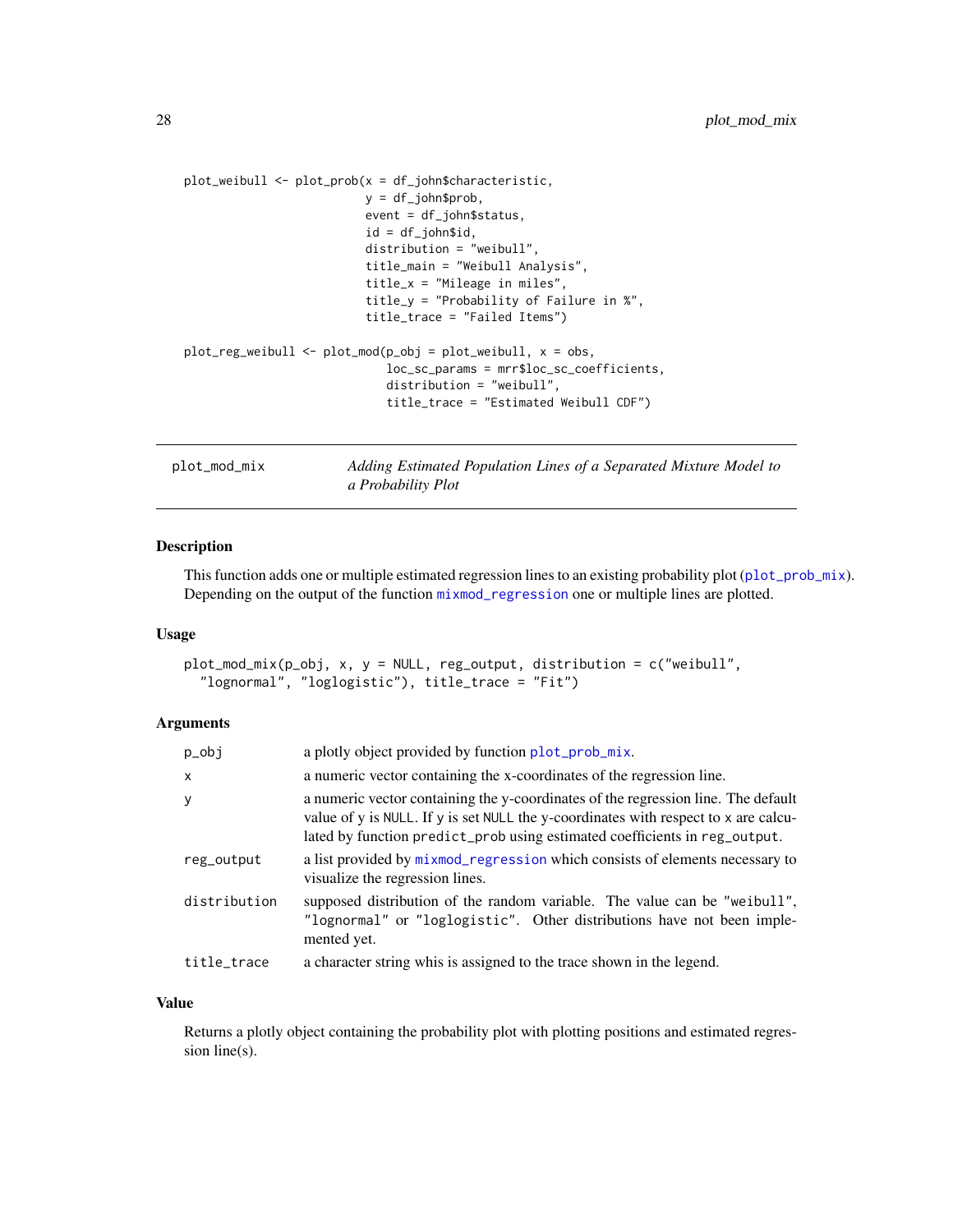```
plot_weibull <- plot_prob(x = df_john$characteristic,
                          y = df_john$prob,
                          event = df_john$status,
                          id = df_john$id,
                          distribution = "weibull",
                          title_main = "Weibull Analysis",
                          title_x = "Mileage in miles",
                          title_y = "Probability of Failure in %",
                          title_trace = "Failed Items")

plot_reg_weibull <- plot_mod(p_obj = plot_weibull, x = obs,
                             loc_sc_params = mrr$loc_sc_coefficients,
                             distribution = "weibull",
                             title_trace = "Estimated Weibull CDF")
```

## plot_mod_mix — *Adding Estimated Population Lines of a Separated Mixture Model to a Probability Plot*

### Description

This function adds one or multiple estimated regression lines to an existing probability plot (plot_prob_mix). Depending on the output of the function mixmod_regression one or multiple lines are plotted.

### Usage

```
plot_mod_mix(p_obj, x, y = NULL, reg_output, distribution = c("weibull",
  "lognormal", "loglogistic"), title_trace = "Fit")
```

### Arguments

| | |
|---|---|
| p_obj | a plotly object provided by function plot_prob_mix. |
| x | a numeric vector containing the x-coordinates of the regression line. |
| y | a numeric vector containing the y-coordinates of the regression line. The default value of y is NULL. If y is set NULL the y-coordinates with respect to x are calculated by function predict_prob using estimated coefficients in reg_output. |
| reg_output | a list provided by mixmod_regression which consists of elements necessary to visualize the regression lines. |
| distribution | supposed distribution of the random variable. The value can be "weibull", "lognormal" or "loglogistic". Other distributions have not been implemented yet. |
| title_trace | a character string whis is assigned to the trace shown in the legend. |

### Value

Returns a plotly object containing the probability plot with plotting positions and estimated regression line(s).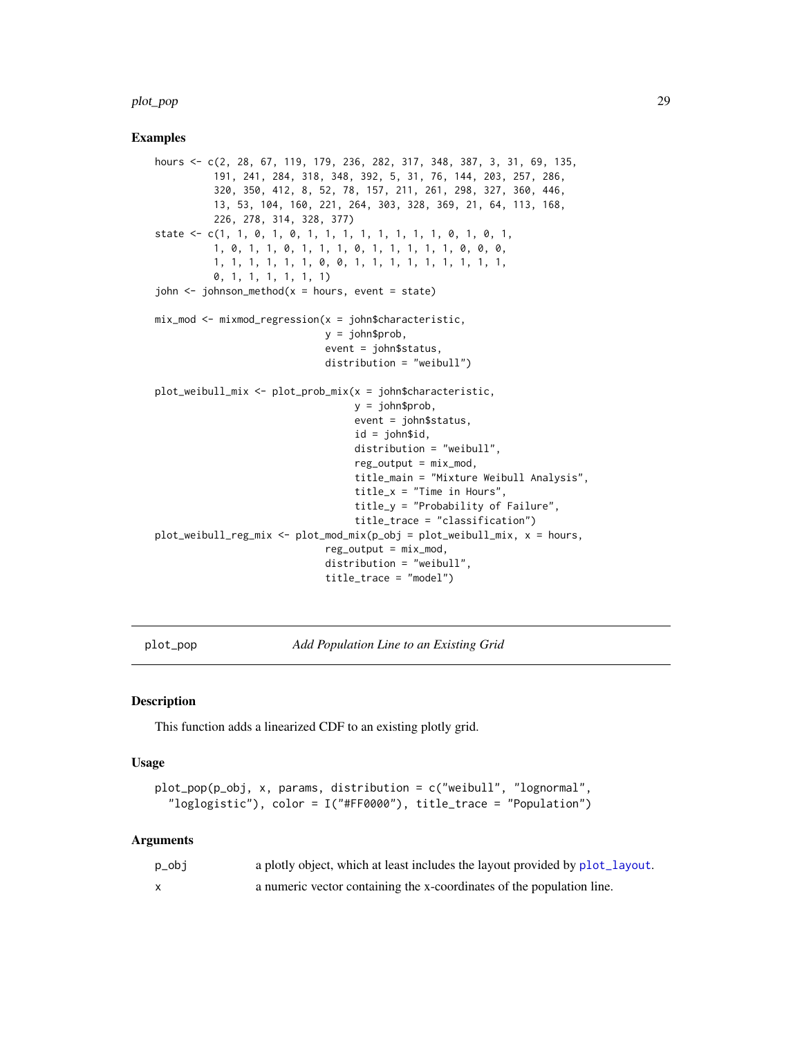### Examples

```
hours <- c(2, 28, 67, 119, 179, 236, 282, 317, 348, 387, 3, 31, 69, 135,
          191, 241, 284, 318, 348, 392, 5, 31, 76, 144, 203, 257, 286,
          320, 350, 412, 8, 52, 78, 157, 211, 261, 298, 327, 360, 446,
          13, 53, 104, 160, 221, 264, 303, 328, 369, 21, 64, 113, 168,
          226, 278, 314, 328, 377)
state <- c(1, 1, 0, 1, 0, 1, 1, 1, 1, 1, 1, 1, 1, 0, 1, 0, 1,
          1, 0, 1, 1, 0, 1, 1, 1, 0, 1, 1, 1, 1, 1, 0, 0, 0,
          1, 1, 1, 1, 1, 1, 0, 0, 1, 1, 1, 1, 1, 1, 1, 1, 1,
          0, 1, 1, 1, 1, 1, 1)
john <- johnson_method(x = hours, event = state)

mix_mod <- mixmod_regression(x = john$characteristic,
                             y = john$prob,
                             event = john$status,
                             distribution = "weibull")

plot_weibull_mix <- plot_prob_mix(x = john$characteristic,
                                  y = john$prob,
                                  event = john$status,
                                  id = john$id,
                                  distribution = "weibull",
                                  reg_output = mix_mod,
                                  title_main = "Mixture Weibull Analysis",
                                  title_x = "Time in Hours",
                                  title_y = "Probability of Failure",
                                  title_trace = "classification")
plot_weibull_reg_mix <- plot_mod_mix(p_obj = plot_weibull_mix, x = hours,
                             reg_output = mix_mod,
                             distribution = "weibull",
                             title_trace = "model")
```

---

## plot_pop — *Add Population Line to an Existing Grid*

### Description

This function adds a linearized CDF to an existing plotly grid.

### Usage

```
plot_pop(p_obj, x, params, distribution = c("weibull", "lognormal",
  "loglogistic"), color = I("#FF0000"), title_trace = "Population")
```

### Arguments

| | |
|---|---|
| p_obj | a plotly object, which at least includes the layout provided by plot_layout. |
| x | a numeric vector containing the x-coordinates of the population line. |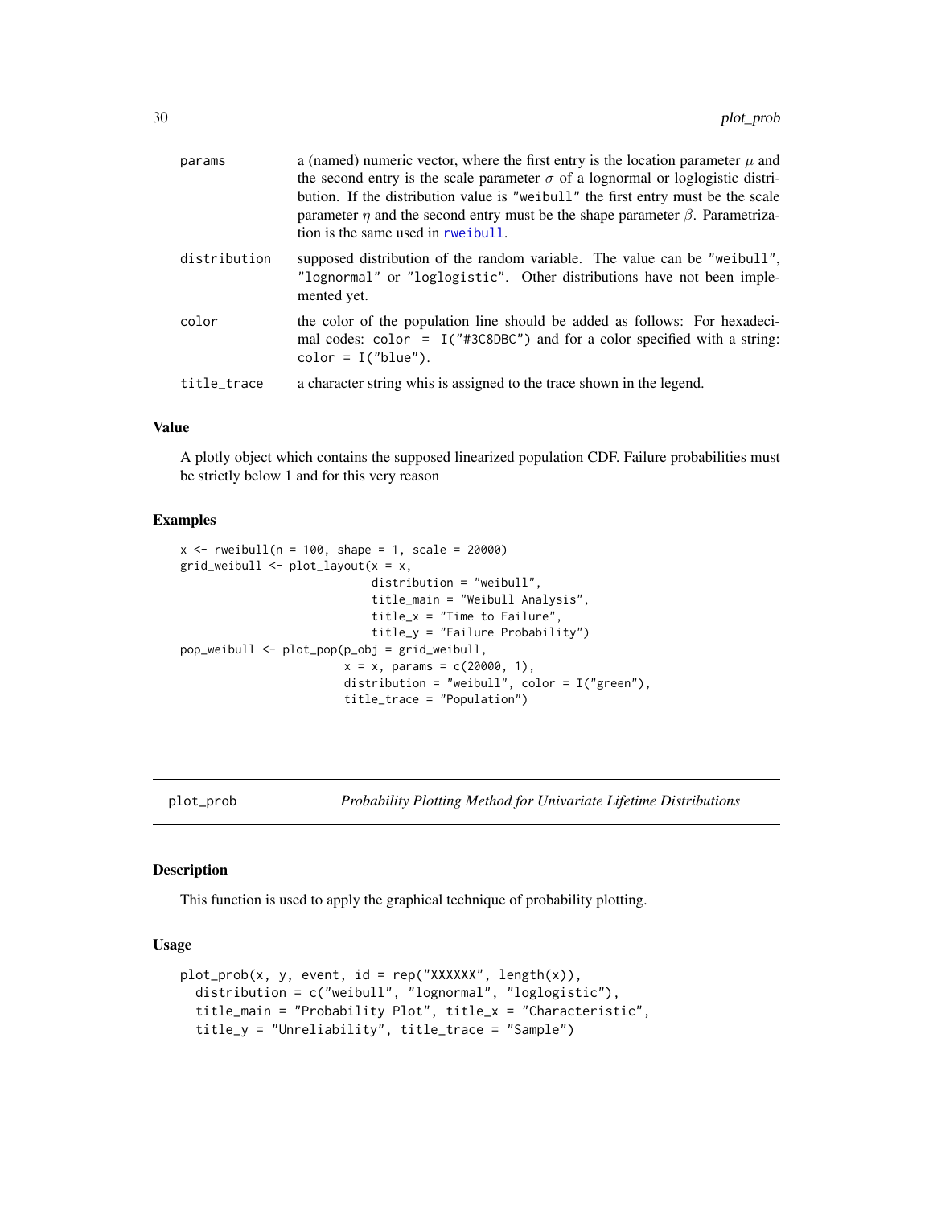| | |
|---|---|
| params | a (named) numeric vector, where the first entry is the location parameter $\mu$ and the second entry is the scale parameter $\sigma$ of a lognormal or loglogistic distribution. If the distribution value is "weibull" the first entry must be the scale parameter $\eta$ and the second entry must be the shape parameter $\beta$. Parametrization is the same used in rweibull. |
| distribution | supposed distribution of the random variable. The value can be "weibull", "lognormal" or "loglogistic". Other distributions have not been implemented yet. |
| color | the color of the population line should be added as follows: For hexadecimal codes: `color = I("#3C8DBC")` and for a color specified with a string: `color = I("blue")`. |
| title_trace | a character string whis is assigned to the trace shown in the legend. |

### Value

A plotly object which contains the supposed linearized population CDF. Failure probabilities must be strictly below 1 and for this very reason

### Examples

```
x <- rweibull(n = 100, shape = 1, scale = 20000)
grid_weibull <- plot_layout(x = x,
                            distribution = "weibull",
                            title_main = "Weibull Analysis",
                            title_x = "Time to Failure",
                            title_y = "Failure Probability")
pop_weibull <- plot_pop(p_obj = grid_weibull,
                        x = x, params = c(20000, 1),
                        distribution = "weibull", color = I("green"),
                        title_trace = "Population")
```

## plot_prob — *Probability Plotting Method for Univariate Lifetime Distributions*

### Description

This function is used to apply the graphical technique of probability plotting.

### Usage

```
plot_prob(x, y, event, id = rep("XXXXXX", length(x)),
  distribution = c("weibull", "lognormal", "loglogistic"),
  title_main = "Probability Plot", title_x = "Characteristic",
  title_y = "Unreliability", title_trace = "Sample")
```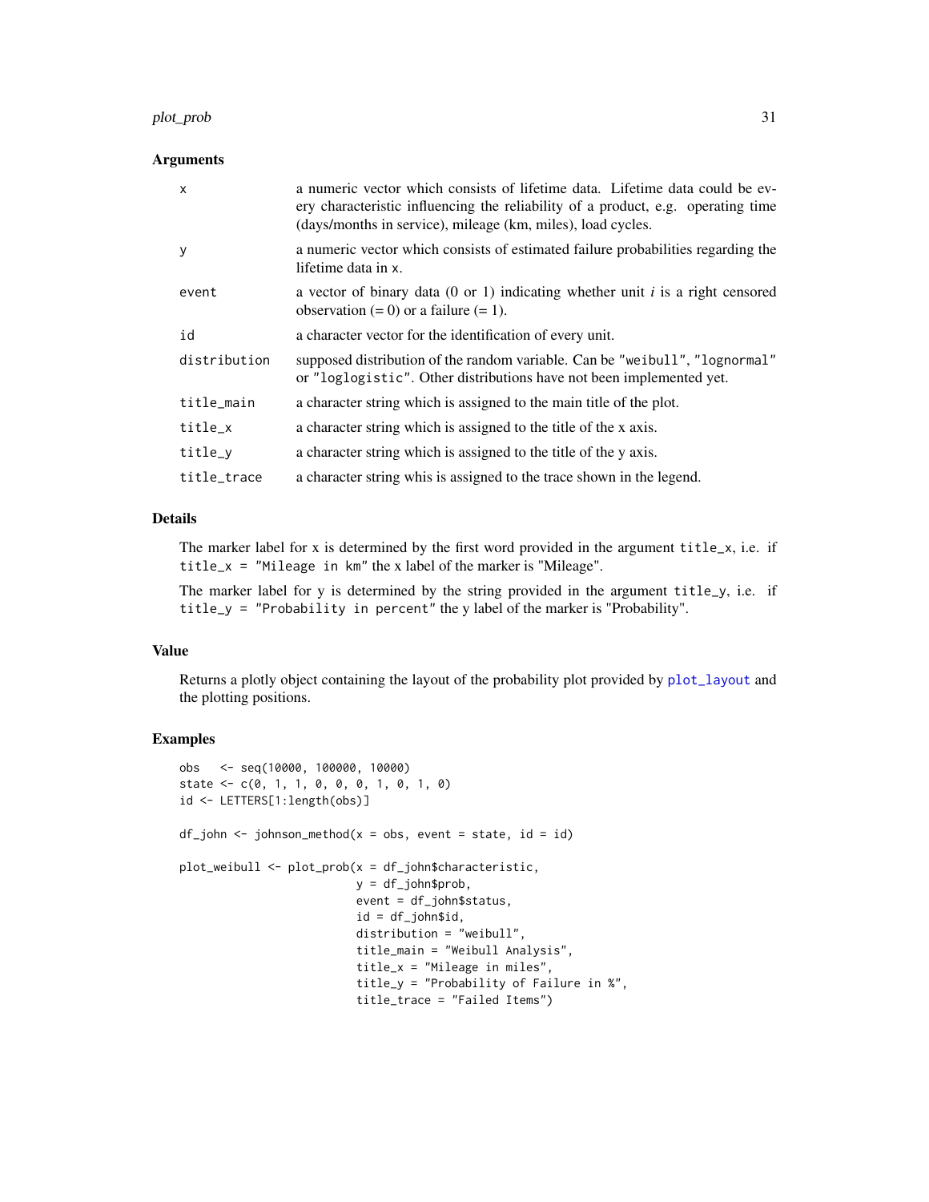### Arguments

| | |
|---|---|
| x | a numeric vector which consists of lifetime data. Lifetime data could be every characteristic influencing the reliability of a product, e.g. operating time (days/months in service), mileage (km, miles), load cycles. |
| y | a numeric vector which consists of estimated failure probabilities regarding the lifetime data in x. |
| event | a vector of binary data (0 or 1) indicating whether unit *i* is a right censored observation (= 0) or a failure (= 1). |
| id | a character vector for the identification of every unit. |
| distribution | supposed distribution of the random variable. Can be "weibull", "lognormal" or "loglogistic". Other distributions have not been implemented yet. |
| title_main | a character string which is assigned to the main title of the plot. |
| title_x | a character string which is assigned to the title of the x axis. |
| title_y | a character string which is assigned to the title of the y axis. |
| title_trace | a character string whis is assigned to the trace shown in the legend. |

### Details

The marker label for x is determined by the first word provided in the argument title_x, i.e. if title_x = "Mileage in km" the x label of the marker is "Mileage".

The marker label for y is determined by the string provided in the argument title_y, i.e. if title_y = "Probability in percent" the y label of the marker is "Probability".

### Value

Returns a plotly object containing the layout of the probability plot provided by plot_layout and the plotting positions.

### Examples

```
obs   <- seq(10000, 100000, 10000)
state <- c(0, 1, 1, 0, 0, 0, 1, 0, 1, 0)
id <- LETTERS[1:length(obs)]

df_john <- johnson_method(x = obs, event = state, id = id)

plot_weibull <- plot_prob(x = df_john$characteristic,
                          y = df_john$prob,
                          event = df_john$status,
                          id = df_john$id,
                          distribution = "weibull",
                          title_main = "Weibull Analysis",
                          title_x = "Mileage in miles",
                          title_y = "Probability of Failure in %",
                          title_trace = "Failed Items")
```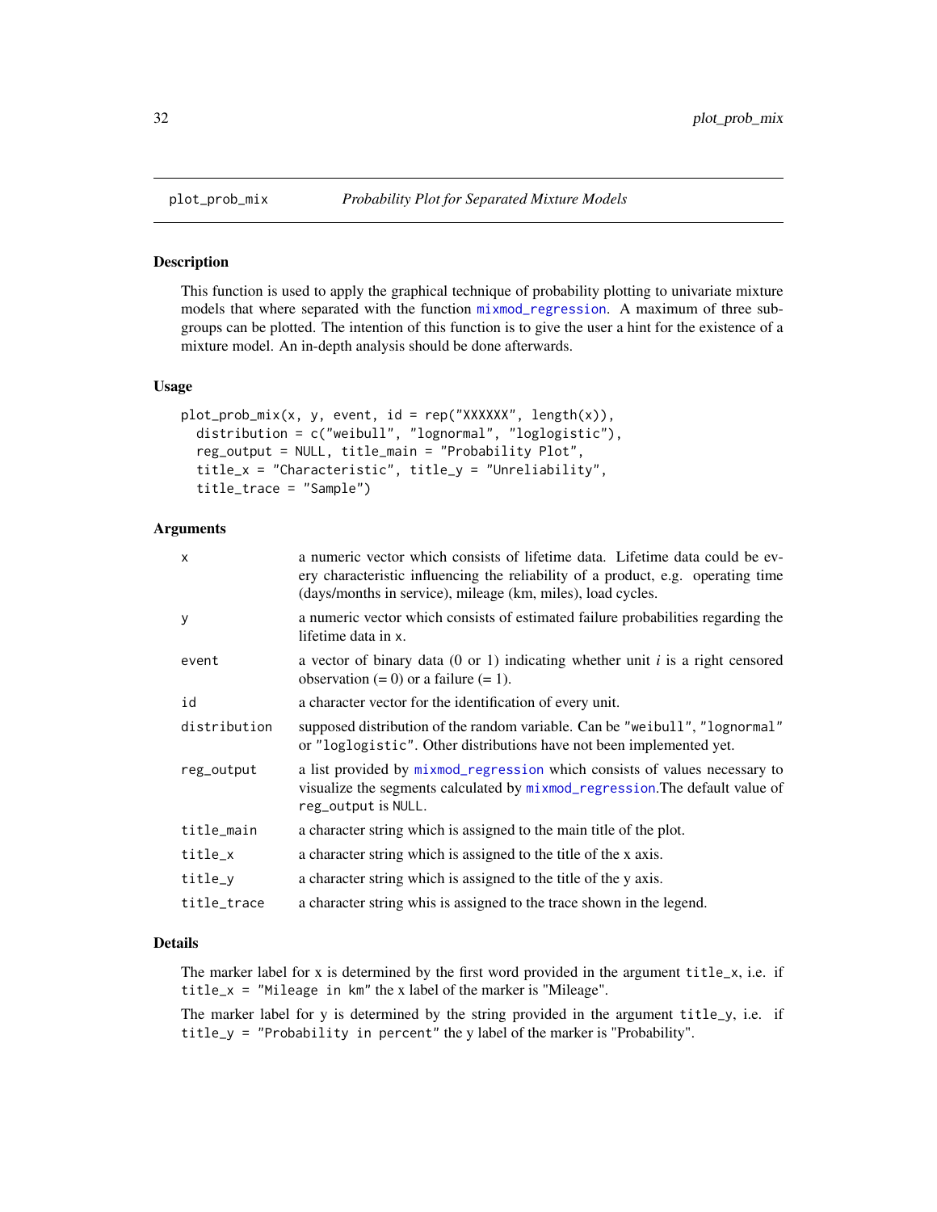# plot_prob_mix — *Probability Plot for Separated Mixture Models*

## Description

This function is used to apply the graphical technique of probability plotting to univariate mixture models that where separated with the function mixmod_regression. A maximum of three subgroups can be plotted. The intention of this function is to give the user a hint for the existence of a mixture model. An in-depth analysis should be done afterwards.

## Usage

```
plot_prob_mix(x, y, event, id = rep("XXXXXX", length(x)),
  distribution = c("weibull", "lognormal", "loglogistic"),
  reg_output = NULL, title_main = "Probability Plot",
  title_x = "Characteristic", title_y = "Unreliability",
  title_trace = "Sample")
```

## Arguments

| | |
|---|---|
| `x` | a numeric vector which consists of lifetime data. Lifetime data could be every characteristic influencing the reliability of a product, e.g. operating time (days/months in service), mileage (km, miles), load cycles. |
| `y` | a numeric vector which consists of estimated failure probabilities regarding the lifetime data in `x`. |
| `event` | a vector of binary data (0 or 1) indicating whether unit *i* is a right censored observation (= 0) or a failure (= 1). |
| `id` | a character vector for the identification of every unit. |
| `distribution` | supposed distribution of the random variable. Can be `"weibull"`, `"lognormal"` or `"loglogistic"`. Other distributions have not been implemented yet. |
| `reg_output` | a list provided by mixmod_regression which consists of values necessary to visualize the segments calculated by mixmod_regression.The default value of `reg_output` is `NULL`. |
| `title_main` | a character string which is assigned to the main title of the plot. |
| `title_x` | a character string which is assigned to the title of the x axis. |
| `title_y` | a character string which is assigned to the title of the y axis. |
| `title_trace` | a character string whis is assigned to the trace shown in the legend. |

## Details

The marker label for x is determined by the first word provided in the argument `title_x`, i.e. if `title_x = "Mileage in km"` the x label of the marker is "Mileage".

The marker label for y is determined by the string provided in the argument `title_y`, i.e. if `title_y = "Probability in percent"` the y label of the marker is "Probability".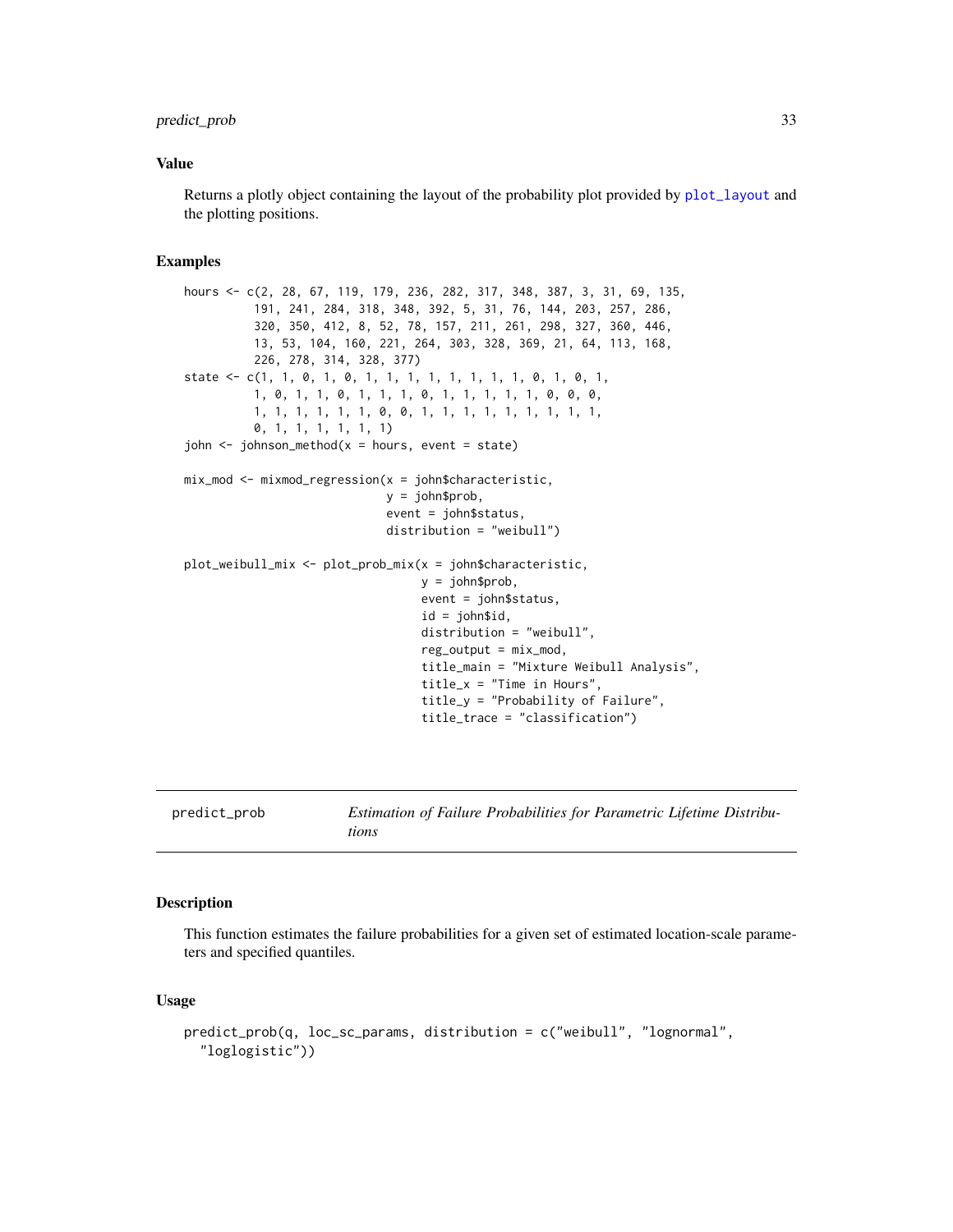### Value

Returns a plotly object containing the layout of the probability plot provided by plot_layout and the plotting positions.

### Examples

```
hours <- c(2, 28, 67, 119, 179, 236, 282, 317, 348, 387, 3, 31, 69, 135,
          191, 241, 284, 318, 348, 392, 5, 31, 76, 144, 203, 257, 286,
          320, 350, 412, 8, 52, 78, 157, 211, 261, 298, 327, 360, 446,
          13, 53, 104, 160, 221, 264, 303, 328, 369, 21, 64, 113, 168,
          226, 278, 314, 328, 377)
state <- c(1, 1, 0, 1, 0, 1, 1, 1, 1, 1, 1, 1, 0, 1, 0, 1,
          1, 0, 1, 1, 0, 1, 1, 1, 0, 1, 1, 1, 1, 1, 0, 0, 0,
          1, 1, 1, 1, 1, 1, 0, 0, 1, 1, 1, 1, 1, 1, 1, 1, 1,
          0, 1, 1, 1, 1, 1, 1)
john <- johnson_method(x = hours, event = state)

mix_mod <- mixmod_regression(x = john$characteristic,
                             y = john$prob,
                             event = john$status,
                             distribution = "weibull")

plot_weibull_mix <- plot_prob_mix(x = john$characteristic,
                                  y = john$prob,
                                  event = john$status,
                                  id = john$id,
                                  distribution = "weibull",
                                  reg_output = mix_mod,
                                  title_main = "Mixture Weibull Analysis",
                                  title_x = "Time in Hours",
                                  title_y = "Probability of Failure",
                                  title_trace = "classification")
```

---

## predict_prob — *Estimation of Failure Probabilities for Parametric Lifetime Distributions*

### Description

This function estimates the failure probabilities for a given set of estimated location-scale parameters and specified quantiles.

### Usage

```
predict_prob(q, loc_sc_params, distribution = c("weibull", "lognormal",
  "loglogistic"))
```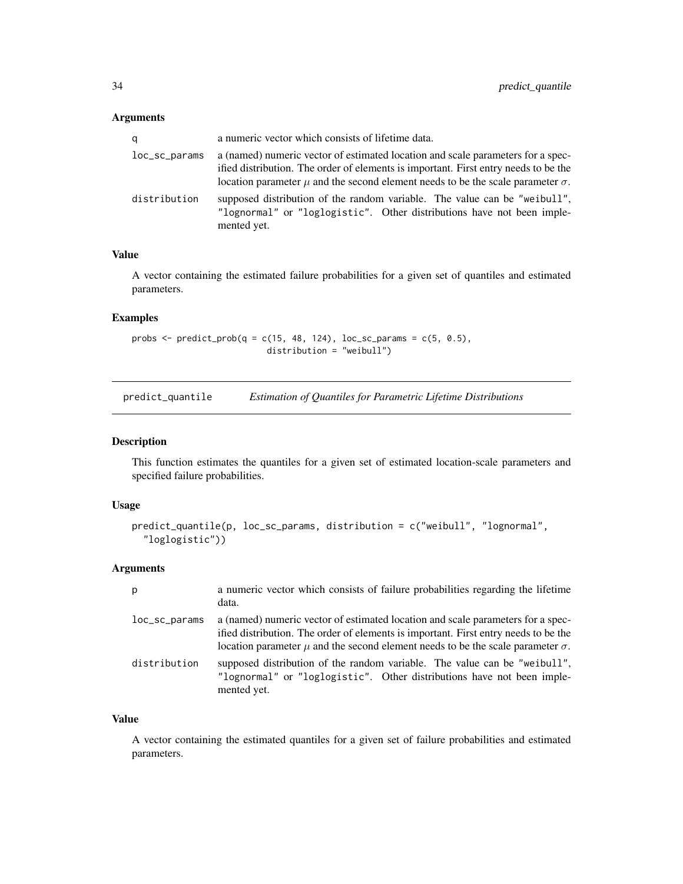### Arguments

| | |
|---|---|
| q | a numeric vector which consists of lifetime data. |
| loc_sc_params | a (named) numeric vector of estimated location and scale parameters for a specified distribution. The order of elements is important. First entry needs to be the location parameter $\mu$ and the second element needs to be the scale parameter $\sigma$. |
| distribution | supposed distribution of the random variable. The value can be "weibull", "lognormal" or "loglogistic". Other distributions have not been implemented yet. |

### Value

A vector containing the estimated failure probabilities for a given set of quantiles and estimated parameters.

### Examples

```
probs <- predict_prob(q = c(15, 48, 124), loc_sc_params = c(5, 0.5),
                      distribution = "weibull")
```

---

## predict_quantile — *Estimation of Quantiles for Parametric Lifetime Distributions*

---

### Description

This function estimates the quantiles for a given set of estimated location-scale parameters and specified failure probabilities.

### Usage

```
predict_quantile(p, loc_sc_params, distribution = c("weibull", "lognormal",
  "loglogistic"))
```

### Arguments

| | |
|---|---|
| p | a numeric vector which consists of failure probabilities regarding the lifetime data. |
| loc_sc_params | a (named) numeric vector of estimated location and scale parameters for a specified distribution. The order of elements is important. First entry needs to be the location parameter $\mu$ and the second element needs to be the scale parameter $\sigma$. |
| distribution | supposed distribution of the random variable. The value can be "weibull", "lognormal" or "loglogistic". Other distributions have not been implemented yet. |

### Value

A vector containing the estimated quantiles for a given set of failure probabilities and estimated parameters.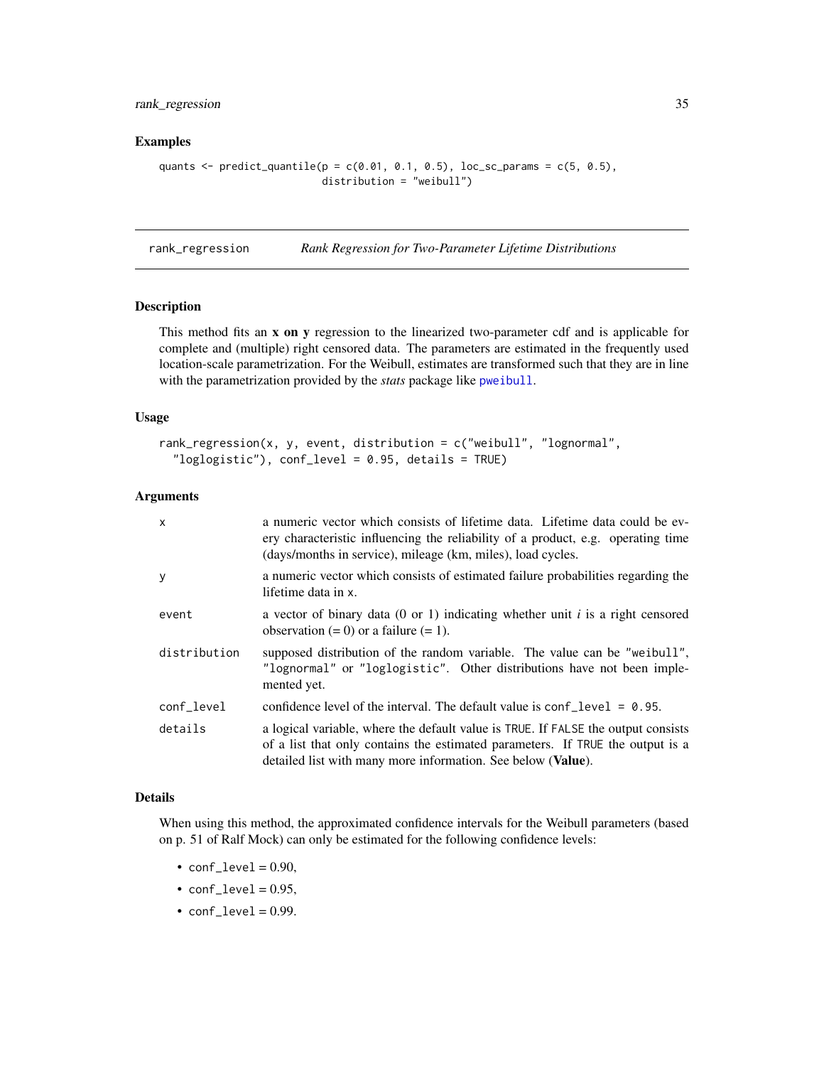### Examples

```
quants <- predict_quantile(p = c(0.01, 0.1, 0.5), loc_sc_params = c(5, 0.5),
                           distribution = "weibull")
```

## rank_regression — *Rank Regression for Two-Parameter Lifetime Distributions*

### Description

This method fits an **x on y** regression to the linearized two-parameter cdf and is applicable for complete and (multiple) right censored data. The parameters are estimated in the frequently used location-scale parametrization. For the Weibull, estimates are transformed such that they are in line with the parametrization provided by the *stats* package like pweibull.

### Usage

```
rank_regression(x, y, event, distribution = c("weibull", "lognormal",
  "loglogistic"), conf_level = 0.95, details = TRUE)
```

### Arguments

| | |
|---|---|
| x | a numeric vector which consists of lifetime data. Lifetime data could be every characteristic influencing the reliability of a product, e.g. operating time (days/months in service), mileage (km, miles), load cycles. |
| y | a numeric vector which consists of estimated failure probabilities regarding the lifetime data in x. |
| event | a vector of binary data (0 or 1) indicating whether unit *i* is a right censored observation (= 0) or a failure (= 1). |
| distribution | supposed distribution of the random variable. The value can be "weibull", "lognormal" or "loglogistic". Other distributions have not been implemented yet. |
| conf_level | confidence level of the interval. The default value is conf_level = 0.95. |
| details | a logical variable, where the default value is TRUE. If FALSE the output consists of a list that only contains the estimated parameters. If TRUE the output is a detailed list with many more information. See below (**Value**). |

### Details

When using this method, the approximated confidence intervals for the Weibull parameters (based on p. 51 of Ralf Mock) can only be estimated for the following confidence levels:

- conf_level = 0.90,
- conf_level = 0.95,
- conf_level = 0.99.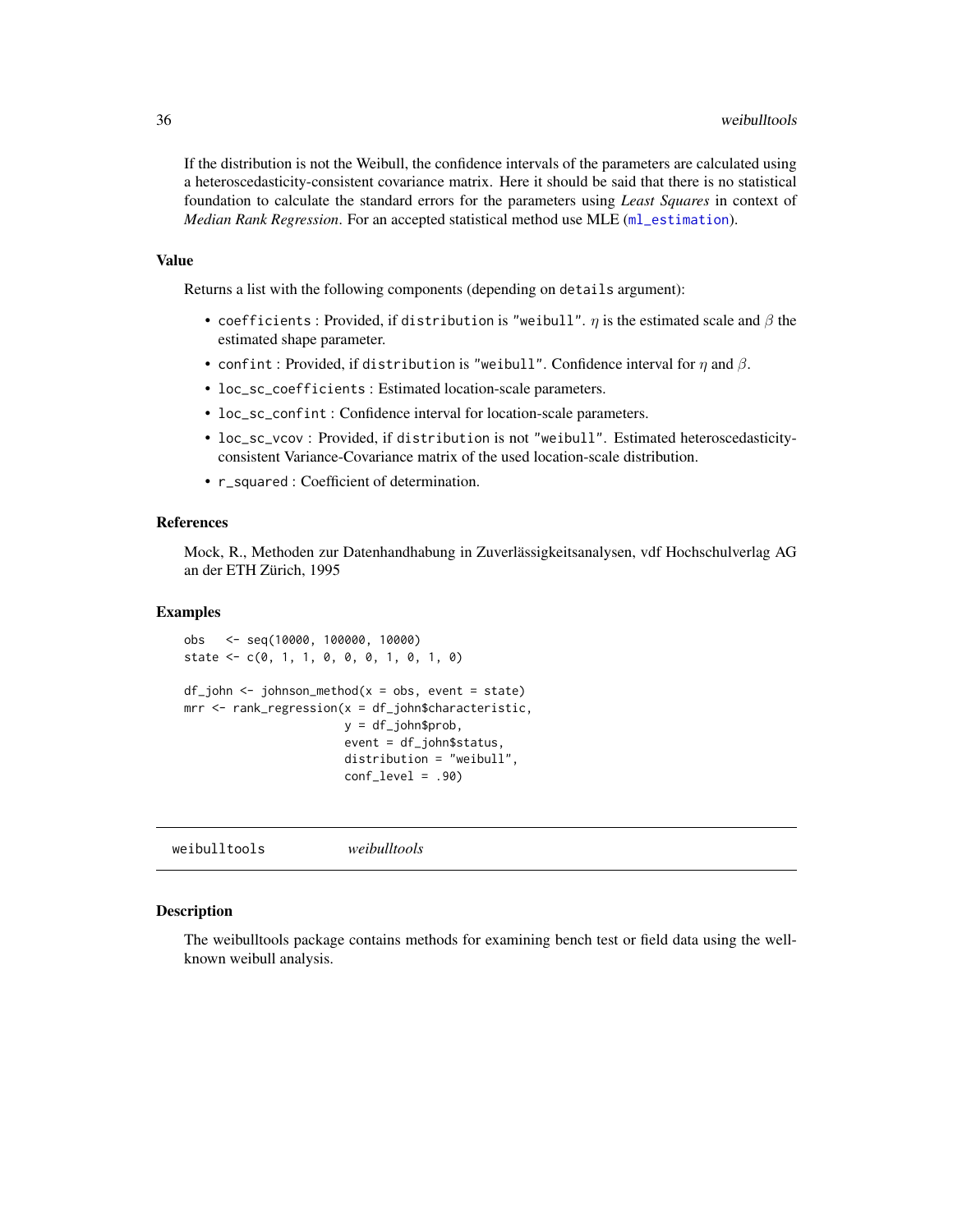If the distribution is not the Weibull, the confidence intervals of the parameters are calculated using a heteroscedasticity-consistent covariance matrix. Here it should be said that there is no statistical foundation to calculate the standard errors for the parameters using *Least Squares* in context of *Median Rank Regression*. For an accepted statistical method use MLE (`ml_estimation`).

### Value

Returns a list with the following components (depending on `details` argument):

- `coefficients` : Provided, if `distribution` is `"weibull"`. $\eta$ is the estimated scale and $\beta$ the estimated shape parameter.
- `confint` : Provided, if `distribution` is `"weibull"`. Confidence interval for $\eta$ and $\beta$.
- `loc_sc_coefficients` : Estimated location-scale parameters.
- `loc_sc_confint` : Confidence interval for location-scale parameters.
- `loc_sc_vcov` : Provided, if `distribution` is not `"weibull"`. Estimated heteroscedasticity-consistent Variance-Covariance matrix of the used location-scale distribution.
- `r_squared` : Coefficient of determination.

### References

Mock, R., Methoden zur Datenhandhabung in Zuverlässigkeitsanalysen, vdf Hochschulverlag AG an der ETH Zürich, 1995

### Examples

```
obs   <- seq(10000, 100000, 10000)
state <- c(0, 1, 1, 0, 0, 0, 1, 0, 1, 0)

df_john <- johnson_method(x = obs, event = state)
mrr <- rank_regression(x = df_john$characteristic,
                       y = df_john$prob,
                       event = df_john$status,
                       distribution = "weibull",
                       conf_level = .90)
```

---

## weibulltools *weibulltools*

### Description

The weibulltools package contains methods for examining bench test or field data using the well-known weibull analysis.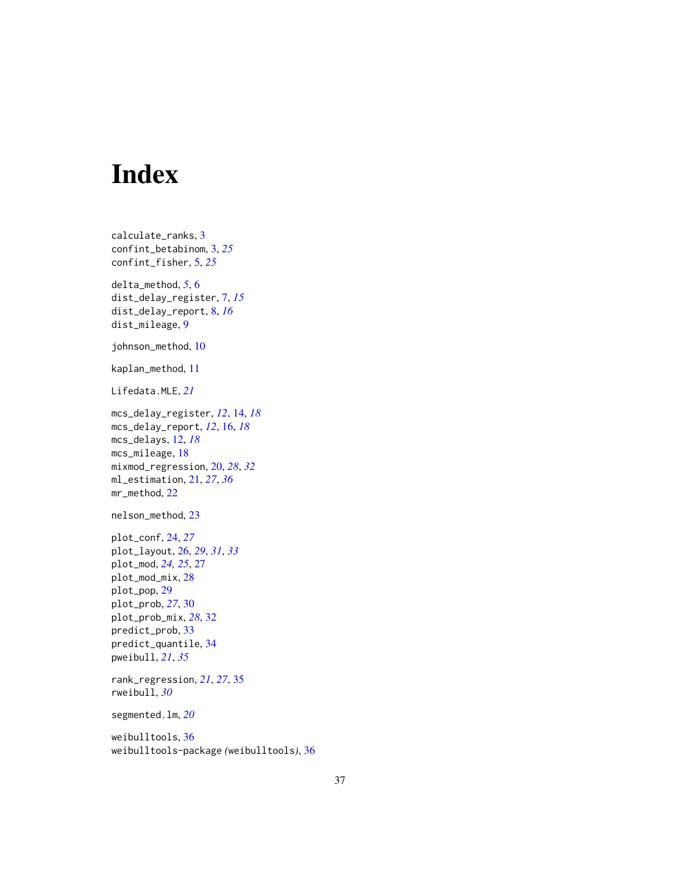# Index

calculate_ranks, 3
confint_betabinom, 3, *25*
confint_fisher, 5, *25*

delta_method, *5*, 6
dist_delay_register, 7, *15*
dist_delay_report, 8, *16*
dist_mileage, 9

johnson_method, 10

kaplan_method, 11

Lifedata.MLE, *21*

mcs_delay_register, *12*, 14, *18*
mcs_delay_report, *12*, 16, *18*
mcs_delays, 12, *18*
mcs_mileage, 18
mixmod_regression, 20, *28*, *32*
ml_estimation, 21, *27*, *36*
mr_method, 22

nelson_method, 23

plot_conf, 24, *27*
plot_layout, 26, *29*, *31*, *33*
plot_mod, *24, 25*, 27
plot_mod_mix, 28
plot_pop, 29
plot_prob, *27*, 30
plot_prob_mix, *28*, 32
predict_prob, 33
predict_quantile, 34
pweibull, *21*, *35*

rank_regression, *21*, *27*, 35
rweibull, *30*

segmented.lm, *20*

weibulltools, 36
weibulltools-package *(*weibulltools*)*, 36